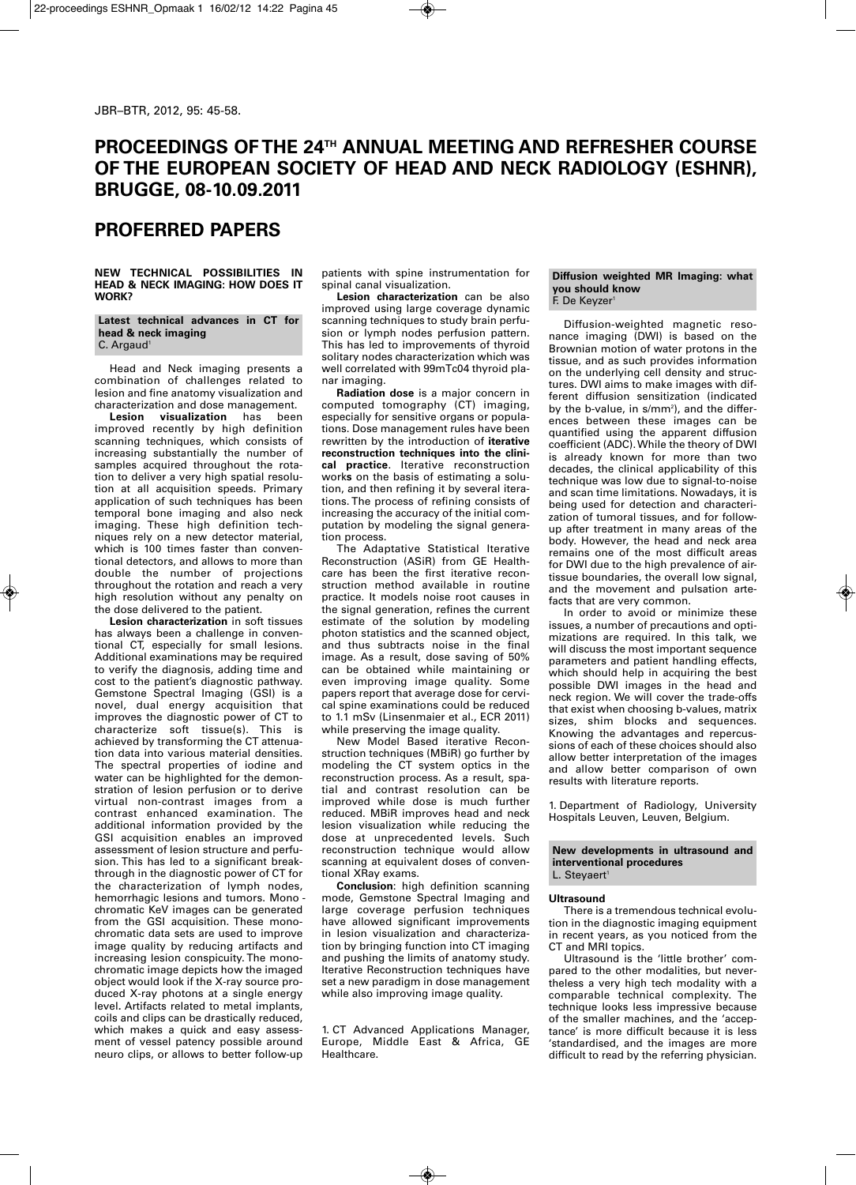# PROCEEDINGS OF THE 24TH ANNUAL MEETING AND REFRESHER COURSE OF THE EUROPEAN SOCIETY OF HEAD AND NECK RADIOLOGY (ESHNR), BRUGGE, 08-10.09.2011

# PROFERRED PAPERS

## NEW TECHNICAL POSSIBILITIES IN HEAD & NECK IMAGING: HOW DOES IT WORK?

### Latest technical advances in CT for head & neck imaging

C. Argaud[1]

Head and Neck imaging presents a combination of challenges related to lesion and fine anatomy visualization and characterization and dose management.

**Lesion visualization** has been improved recently by high definition scanning techniques, which consists of increasing substantially the number of samples acquired throughout the rotation to deliver a very high spatial resolution at all acquisition speeds. Primary application of such techniques has been temporal bone imaging and also neck imaging. These high definition techniques rely on a new detector material, which is 100 times faster than conventional detectors, and allows to more than double the number of projections throughout the rotation and reach a very high resolution without any penalty on the dose delivered to the patient.

**Lesion characterization** in soft tissues has always been a challenge in conventional CT, especially for small lesions. Additional examinations may be required to verify the diagnosis, adding time and cost to the patient's diagnostic pathway. Gemstone Spectral Imaging (GSI) is a novel, dual energy acquisition that improves the diagnostic power of CT to characterize soft tissue(s). This is achieved by transforming the CT attenuation data into various material densities. The spectral properties of iodine and water can be highlighted for the demonstration of lesion perfusion or to derive virtual non-contrast images from a contrast enhanced examination. The additional information provided by the GSI acquisition enables an improved assessment of lesion structure and perfusion. This has led to a significant breakthrough in the diagnostic power of CT for the characterization of lymph nodes, hemorrhagic lesions and tumors. Mono - chromatic KeV images can be generated from the GSI acquisition. These monochromatic data sets are used to improve image quality by reducing artifacts and increasing lesion conspicuity. The monochromatic image depicts how the imaged object would look if the X-ray source produced X-ray photons at a single energy level. Artifacts related to metal implants, coils and clips can be drastically reduced, which makes a quick and easy assessment of vessel patency possible around neuro clips, or allows to better follow-up patients with spine instrumentation for spinal canal visualization.

**Lesion characterization** can be also improved using large coverage dynamic scanning techniques to study brain perfusion or lymph nodes perfusion pattern. This has led to improvements of thyroid solitary nodes characterization which was well correlated with 99mTc04 thyroid planar imaging.

**Radiation dose** is a major concern in computed tomography (CT) imaging, especially for sensitive organs or populations. Dose management rules have been rewritten by the introduction of **iterative reconstruction techniques into the clinical practice**. Iterative reconstruction work**s** on the basis of estimating a solution, and then refining it by several iterations. The process of refining consists of increasing the accuracy of the initial computation by modeling the signal generation process.

The Adaptative Statistical Iterative Reconstruction (ASiR) from GE Healthcare has been the first iterative reconstruction method available in routine practice. It models noise root causes in the signal generation, refines the current estimate of the solution by modeling photon statistics and the scanned object, and thus subtracts noise in the final image. As a result, dose saving of 50% can be obtained while maintaining or even improving image quality. Some papers report that average dose for cervical spine examinations could be reduced to 1.1 mSv (Linsenmaier et al., ECR 2011) while preserving the image quality.

New Model Based iterative Reconstruction techniques (MBiR) go further by modeling the CT system optics in the reconstruction process. As a result, spatial and contrast resolution can be improved while dose is much further reduced. MBiR improves head and neck lesion visualization while reducing the dose at unprecedented levels. Such reconstruction technique would allow scanning at equivalent doses of conventional XRay exams.

**Conclusion**: high definition scanning mode, Gemstone Spectral Imaging and large coverage perfusion techniques have allowed significant improvements in lesion visualization and characterization by bringing function into CT imaging and pushing the limits of anatomy study. Iterative Reconstruction techniques have set a new paradigm in dose management while also improving image quality.

1. CT Advanced Applications Manager, Europe, Middle East & Africa, GE Healthcare.

### Diffusion weighted MR Imaging: what you should know

F. De Keyzer[1]

Diffusion-weighted magnetic resonance imaging (DWI) is based on the Brownian motion of water protons in the tissue, and as such provides information on the underlying cell density and structures. DWI aims to make images with different diffusion sensitization (indicated by the b-value, in s/mm$^2$), and the differences between these images can be quantified using the apparent diffusion coefficient (ADC). While the theory of DWI is already known for more than two decades, the clinical applicability of this technique was low due to signal-to-noise and scan time limitations. Nowadays, it is being used for detection and characterization of tumoral tissues, and for follow-up after treatment in many areas of the body. However, the head and neck area remains one of the most difficult areas for DWI due to the high prevalence of air-tissue boundaries, the overall low signal, and the movement and pulsation artefacts that are very common.

In order to avoid or minimize these issues, a number of precautions and optimizations are required. In this talk, we will discuss the most important sequence parameters and patient handling effects, which should help in acquiring the best possible DWI images in the head and neck region. We will cover the trade-offs that exist when choosing b-values, matrix sizes, shim blocks and sequences. Knowing the advantages and repercussions of each of these choices should also allow better interpretation of the images and allow better comparison of own results with literature reports.

1. Department of Radiology, University Hospitals Leuven, Leuven, Belgium.

### New developments in ultrasound and interventional procedures

L. Steyaert[1]

#### Ultrasound

There is a tremendous technical evolution in the diagnostic imaging equipment in recent years, as you noticed from the CT and MRI topics.

Ultrasound is the 'little brother' compared to the other modalities, but nevertheless a very high tech modality with a comparable technical complexity. The technique looks less impressive because of the smaller machines, and the 'acceptance' is more difficult because it is less 'standardised, and the images are more difficult to read by the referring physician.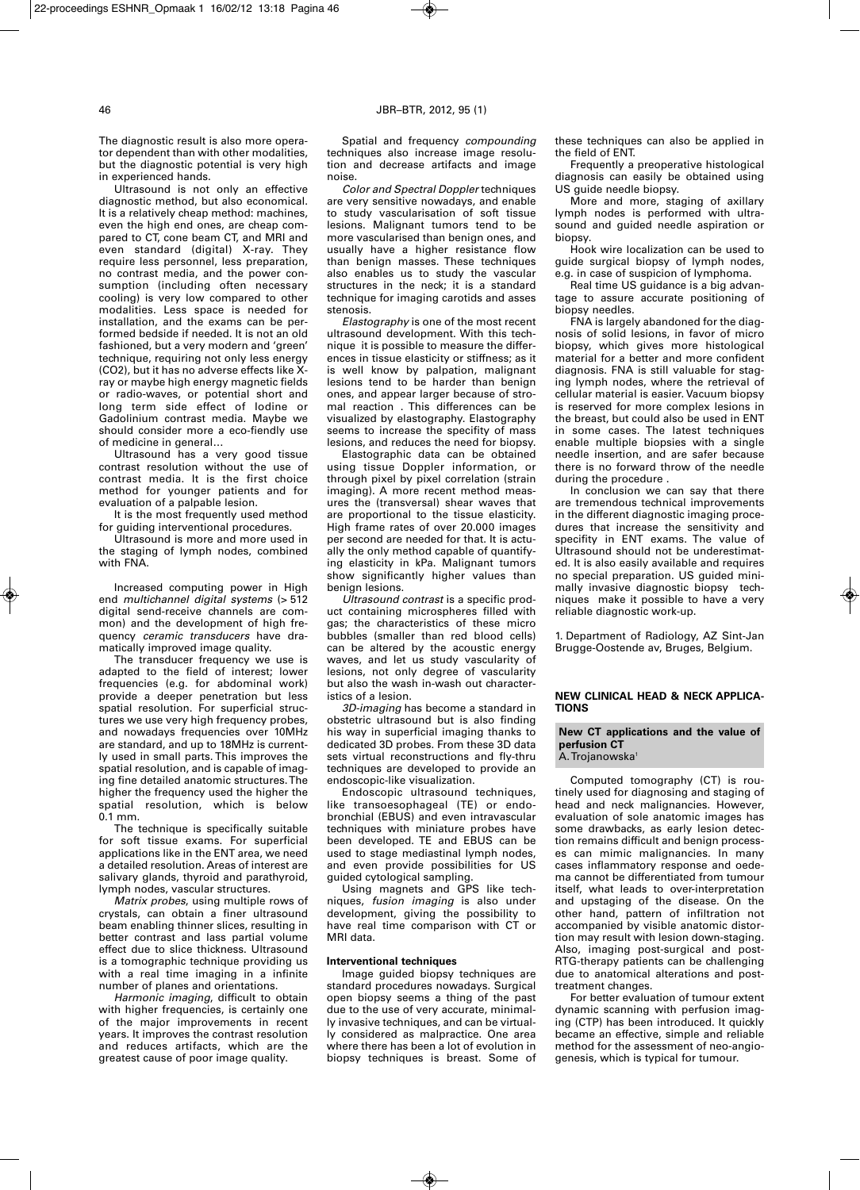The diagnostic result is also more operator dependent than with other modalities, but the diagnostic potential is very high in experienced hands.

Ultrasound is not only an effective diagnostic method, but also economical. It is a relatively cheap method: machines, even the high end ones, are cheap compared to CT, cone beam CT, and MRI and even standard (digital) X-ray. They require less personnel, less preparation, no contrast media, and the power consumption (including often necessary cooling) is very low compared to other modalities. Less space is needed for installation, and the exams can be performed bedside if needed. It is not an old fashioned, but a very modern and 'green' technique, requiring not only less energy ($CO_2$), but it has no adverse effects like X-ray or maybe high energy magnetic fields or radio-waves, or potential short and long term side effect of Iodine or Gadolinium contrast media. Maybe we should consider more a eco-fiendly use of medicine in general…

Ultrasound has a very good tissue contrast resolution without the use of contrast media. It is the first choice method for younger patients and for evaluation of a palpable lesion.

It is the most frequently used method for guiding interventional procedures.

Ultrasound is more and more used in the staging of lymph nodes, combined with FNA.

Increased computing power in High end *multichannel digital systems* (> 512 digital send-receive channels are common) and the development of high frequency *ceramic transducers* have dramatically improved image quality.

The transducer frequency we use is adapted to the field of interest; lower frequencies (e.g. for abdominal work) provide a deeper penetration but less spatial resolution. For superficial structures we use very high frequency probes, and nowadays frequencies over 10MHz are standard, and up to 18MHz is currently used in small parts. This improves the spatial resolution, and is capable of imaging fine detailed anatomic structures. The higher the frequency used the higher the spatial resolution, which is below 0.1 mm.

The technique is specifically suitable for soft tissue exams. For superficial applications like in the ENT area, we need a detailed resolution. Areas of interest are salivary glands, thyroid and parathyroid, lymph nodes, vascular structures.

*Matrix probes*, using multiple rows of crystals, can obtain a finer ultrasound beam enabling thinner slices, resulting in better contrast and lass partial volume effect due to slice thickness. Ultrasound is a tomographic technique providing us with a real time imaging in a infinite number of planes and orientations.

*Harmonic imaging*, difficult to obtain with higher frequencies, is certainly one of the major improvements in recent years. It improves the contrast resolution and reduces artifacts, which are the greatest cause of poor image quality.

Spatial and frequency *compounding* techniques also increase image resolution and decrease artifacts and image noise.

*Color and Spectral Doppler* techniques are very sensitive nowadays, and enable to study vascularisation of soft tissue lesions. Malignant tumors tend to be more vascularised than benign ones, and usually have a higher resistance flow than benign masses. These techniques also enables us to study the vascular structures in the neck; it is a standard technique for imaging carotids and asses stenosis.

*Elastography* is one of the most recent ultrasound development. With this technique it is possible to measure the differences in tissue elasticity or stiffness; as it is well know by palpation, malignant lesions tend to be harder than benign ones, and appear larger because of stromal reaction . This differences can be visualized by elastography. Elastography seems to increase the specifity of mass lesions, and reduces the need for biopsy.

Elastographic data can be obtained using tissue Doppler information, or through pixel by pixel correlation (strain imaging). A more recent method measures the (transversal) shear waves that are proportional to the tissue elasticity. High frame rates of over 20.000 images per second are needed for that. It is actually the only method capable of quantifying elasticity in kPa. Malignant tumors show significantly higher values than benign lesions.

*Ultrasound contrast* is a specific product containing microspheres filled with gas; the characteristics of these micro bubbles (smaller than red blood cells) can be altered by the acoustic energy waves, and let us study vascularity of lesions, not only degree of vascularity but also the wash in-wash out characteristics of a lesion.

*3D-imaging* has become a standard in obstetric ultrasound but is also finding his way in superficial imaging thanks to dedicated 3D probes. From these 3D data sets virtual reconstructions and fly-thru techniques are developed to provide an endoscopic-like visualization.

Endoscopic ultrasound techniques, like transoesophageal (TE) or endobronchial (EBUS) and even intravascular techniques with miniature probes have been developed. TE and EBUS can be used to stage mediastinal lymph nodes, and even provide possibilities for US guided cytological sampling.

Using magnets and GPS like techniques, *fusion imaging* is also under development, giving the possibility to have real time comparison with CT or MRI data.

**Interventional techniques**

Image guided biopsy techniques are standard procedures nowadays. Surgical open biopsy seems a thing of the past due to the use of very accurate, minimally invasive techniques, and can be virtually considered as malpractice. One area where there has been a lot of evolution in biopsy techniques is breast. Some of these techniques can also be applied in the field of ENT.

Frequently a preoperative histological diagnosis can easily be obtained using US guide needle biopsy.

More and more, staging of axillary lymph nodes is performed with ultrasound and guided needle aspiration or biopsy.

Hook wire localization can be used to guide surgical biopsy of lymph nodes, e.g. in case of suspicion of lymphoma.

Real time US guidance is a big advantage to assure accurate positioning of biopsy needles.

FNA is largely abandoned for the diagnosis of solid lesions, in favor of micro biopsy, which gives more histological material for a better and more confident diagnosis. FNA is still valuable for staging lymph nodes, where the retrieval of cellular material is easier. Vacuum biopsy is reserved for more complex lesions in the breast, but could also be used in ENT in some cases. The latest techniques enable multiple biopsies with a single needle insertion, and are safer because there is no forward throw of the needle during the procedure .

In conclusion we can say that there are tremendous technical improvements in the different diagnostic imaging procedures that increase the sensitivity and specifity in ENT exams. The value of Ultrasound should not be underestimated. It is also easily available and requires no special preparation. US guided minimally invasive diagnostic biopsy techniques make it possible to have a very reliable diagnostic work-up.

1. Department of Radiology, AZ Sint-Jan Brugge-Oostende av, Bruges, Belgium.

## NEW CLINICAL HEAD & NECK APPLICATIONS

### New CT applications and the value of perfusion CT

A. Trojanowska[1]

Computed tomography (CT) is routinely used for diagnosing and staging of head and neck malignancies. However, evaluation of sole anatomic images has some drawbacks, as early lesion detection remains difficult and benign processes can mimic malignancies. In many cases inflammatory response and oedema cannot be differentiated from tumour itself, what leads to over-interpretation and upstaging of the disease. On the other hand, pattern of infiltration not accompanied by visible anatomic distortion may result with lesion down-staging. Also, imaging post-surgical and post-RTG-therapy patients can be challenging due to anatomical alterations and post-treatment changes.

For better evaluation of tumour extent dynamic scanning with perfusion imaging (CTP) has been introduced. It quickly became an effective, simple and reliable method for the assessment of neo-angiogenesis, which is typical for tumour.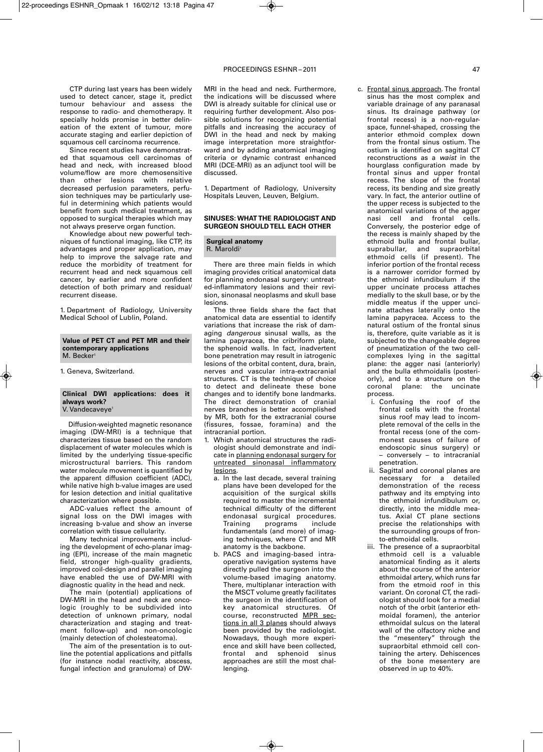CTP during last years has been widely used to detect cancer, stage it, predict tumour behaviour and assess the response to radio- and chemotherapy. It specially holds promise in better delineation of the extent of tumour, more accurate staging and earlier depiction of squamous cell carcinoma recurrence.

Since recent studies have demonstrated that squamous cell carcinomas of head and neck, with increased blood volume/flow are more chemosensitive than other lesions with relative decreased perfusion parameters, perfusion techniques may be particularly useful in determining which patients would benefit from such medical treatment, as opposed to surgical therapies which may not always preserve organ function.

Knowledge about new powerful techniques of functional imaging, like CTP, its advantages and proper application, may help to improve the salvage rate and reduce the morbidity of treatment for recurrent head and neck squamous cell cancer, by earlier and more confident detection of both primary and residual/recurrent disease.

1. Department of Radiology, University Medical School of Lublin, Poland.

### Value of PET CT and PET MR and their contemporary applications
M. Becker[1]

1. Geneva, Switzerland.

### Clinical DWI applications: does it always work?
V. Vandecaveye[1]

Diffusion-weighted magnetic resonance imaging (DW-MRI) is a technique that characterizes tissue based on the random displacement of water molecules which is limited by the underlying tissue-specific microstructural barriers. This random water molecule movement is quantified by the apparent diffusion coefficient (ADC), while native high b-value images are used for lesion detection and initial qualitative characterization where possible.

ADC-values reflect the amount of signal loss on the DWI images with increasing b-value and show an inverse correlation with tissue cellularity.

Many technical improvements including the development of echo-planar imaging (EPI), increase of the main magnetic field, stronger high-quality gradients, improved coil-design and parallel imaging have enabled the use of DW-MRI with diagnostic quality in the head and neck.

The main (potential) applications of DW-MRI in the head and neck are oncologic (roughly to be subdivided into detection of unknown primary, nodal characterization and staging and treatment follow-up) and non-oncologic (mainly detection of cholesteatoma).

The aim of the presentation is to outline the potential applications and pitfalls (for instance nodal reactivity, abscess, fungal infection and granuloma) of DW-MRI in the head and neck. Furthermore, the indications will be discussed where DWI is already suitable for clinical use or requiring further development. Also possible solutions for recognizing potential pitfalls and increasing the accuracy of DWI in the head and neck by making image interpretation more straightforward and by adding anatomical imaging criteria or dynamic contrast enhanced MRI (DCE-MRI) as an adjunct tool will be discussed.

1. Department of Radiology, University Hospitals Leuven, Leuven, Belgium.

## SINUSES: WHAT THE RADIOLOGIST AND SURGEON SHOULD TELL EACH OTHER

### Surgical anatomy
R. Maroldi[1]

There are three main fields in which imaging provides critical anatomical data for planning endonasal surgery: untreated-inflammatory lesions and their revision, sinonasal neoplasms and skull base lesions.

The three fields share the fact that anatomical data are essential to identify variations that increase the risk of damaging *dangerous* sinusal walls, as the lamina papyracea, the cribriform plate, the sphenoid walls. In fact, inadvertent bone penetration may result in iatrogenic lesions of the orbital content, dura, brain, nerves and vascular intra-extracranial structures. CT is the technique of choice to detect and delineate these bone changes and to identify bone landmarks. The direct demonstration of cranial nerves branches is better accomplished by MR, both for the extracranial course (fissures, fossae, foramina) and the intracranial portion.

1. Which anatomical structures the radiologist should demonstrate and indicate in <u>planning endonasal surgery for untreated sinonasal inflammatory lesions</u>.
   a. In the last decade, several training plans have been developed for the acquisition of the surgical skills required to master the incremental technical difficulty of the different endonasal surgical procedures. Training programs include fundamentals (and more) of imaging techniques, where CT and MR anatomy is the backbone.
   b. PACS and imaging-based intraoperative navigation systems have directly pulled the surgeon into the volume-based imaging anatomy. There, multiplanar interaction with the MSCT volume greatly facilitates the surgeon in the identification of key anatomical structures. Of course, reconstructed <u>MPR sections in all 3 planes</u> should always been provided by the radiologist. Nowadays, though more experience and skill have been collected, frontal and sphenoid sinus approaches are still the most challenging.
   c. <u>Frontal sinus approach</u>. The frontal sinus has the most complex and variable drainage of any paranasal sinus. Its drainage pathway (or frontal recess) is a non-regular-space, funnel-shaped, crossing the anterior ethmoid complex down from the frontal sinus ostium. The ostium is identified on sagittal CT reconstructions as a *waist* in the hourglass configuration made by frontal sinus and upper frontal recess. The slope of the frontal recess, its bending and size greatly vary. In fact, the anterior outline of the upper recess is subjected to the anatomical variations of the agger nasi cell and frontal cells. Conversely, the posterior edge of the recess is mainly shaped by the ethmoid bulla and frontal bullar, suprabullar, and supraorbital ethmoid cells (if present). The inferior portion of the frontal recess is a narrower corridor formed by the ethmoid infundibulum if the upper uncinate process attaches medially to the skull base, or by the middle meatus if the upper uncinate attaches laterally onto the lamina papyracea. Access to the natural ostium of the frontal sinus is, therefore, quite variable as it is subjected to the changeable degree of pneumatization of the two cell-complexes lying in the sagittal plane: the agger nasi (anteriorly) and the bulla ethmoidalis (posteriorly), and to a structure on the coronal plane: the uncinate process.
      i. Confusing the roof of the frontal cells with the frontal sinus roof may lead to incomplete removal of the cells in the frontal recess (one of the commonest causes of failure of endoscopic sinus surgery) or – conversely – to intracranial penetration.
      ii. Sagittal and coronal planes are necessary for a detailed demonstration of the recess pathway and its emptying into the ethmoid infundibulum or, directly, into the middle meatus. Axial CT plane sections precise the relationships with the surrounding groups of fronto-ethmoidal cells.
      iii. The presence of a supraorbital ethmoid cell is a valuable anatomical finding as it alerts about the course of the anterior ethmoidal artery, which runs far from the etmoid roof in this variant. On coronal CT, the radiologist should look for a medial notch of the orbit (anterior ethmoidal foramen), the anterior ethmoidal sulcus on the lateral wall of the olfactory niche and the "mesentery" through the supraorbital ethmoid cell containing the artery. Dehiscences of the bone mesentery are observed in up to 40%.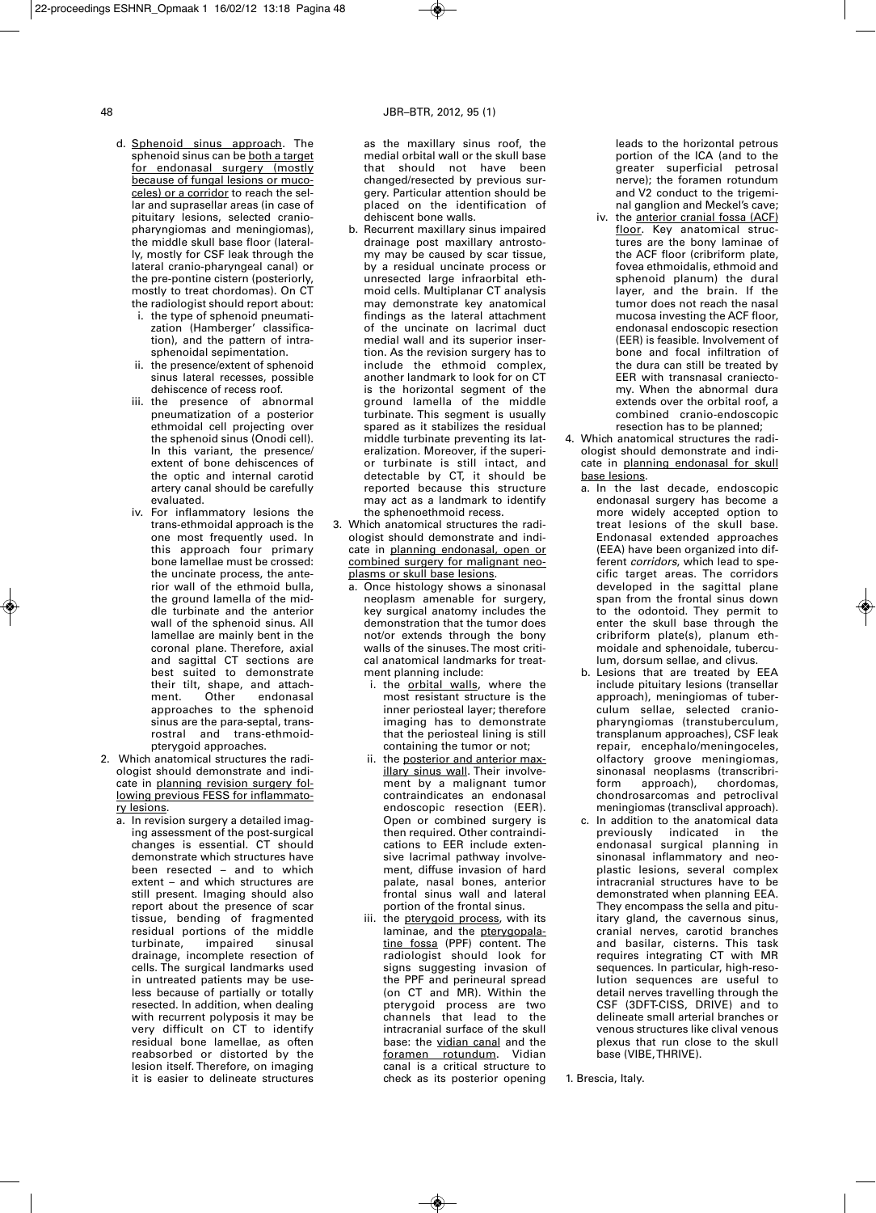d. Sphenoid sinus approach. The sphenoid sinus can be both a target for endonasal surgery (mostly because of fungal lesions or mucoceles) or a corridor to reach the sellar and suprasellar areas (in case of pituitary lesions, selected craniopharyngiomas and meningiomas), the middle skull base floor (laterally, mostly for CSF leak through the lateral cranio-pharyngeal canal) or the pre-pontine cistern (posteriorly, mostly to treat chordomas). On CT the radiologist should report about:
   i. the type of sphenoid pneumatization (Hamberger' classification), and the pattern of intrasphenoidal sepimentation.
   ii. the presence/extent of sphenoid sinus lateral recesses, possible dehiscence of recess roof.
   iii. the presence of abnormal pneumatization of a posterior ethmoidal cell projecting over the sphenoid sinus (Onodi cell). In this variant, the presence/extent of bone dehiscences of the optic and internal carotid artery canal should be carefully evaluated.
   iv. For inflammatory lesions the trans-ethmoidal approach is the one most frequently used. In this approach four primary bone lamellae must be crossed: the uncinate process, the anterior wall of the ethmoid bulla, the ground lamella of the middle turbinate and the anterior wall of the sphenoid sinus. All lamellae are mainly bent in the coronal plane. Therefore, axial and sagittal CT sections are best suited to demonstrate their tilt, shape, and attachment. Other endonasal approaches to the sphenoid sinus are the para-septal, transrostral and trans-ethmoid-pterygoid approaches.

2. Which anatomical structures the radiologist should demonstrate and indicate in planning revision surgery following previous FESS for inflammatory lesions.
   a. In revision surgery a detailed imaging assessment of the post-surgical changes is essential. CT should demonstrate which structures have been resected – and to which extent – and which structures are still present. Imaging should also report about the presence of scar tissue, bending of fragmented residual portions of the middle turbinate, impaired sinusal drainage, incomplete resection of cells. The surgical landmarks used in untreated patients may be useless because of partially or totally resected. In addition, when dealing with recurrent polyposis it may be very difficult on CT to identify residual bone lamellae, as often reabsorbed or distorted by the lesion itself. Therefore, on imaging it is easier to delineate structures as the maxillary sinus roof, the medial orbital wall or the skull base that should not have been changed/resected by previous surgery. Particular attention should be placed on the identification of dehiscent bone walls.
   b. Recurrent maxillary sinus impaired drainage post maxillary antrostomy may be caused by scar tissue, by a residual uncinate process or unresected large infraorbital ethmoid cells. Multiplanar CT analysis may demonstrate key anatomical findings as the lateral attachment of the uncinate on lacrimal duct medial wall and its superior insertion. As the revision surgery has to include the ethmoid complex, another landmark to look for on CT is the horizontal segment of the ground lamella of the middle turbinate. This segment is usually spared as it stabilizes the residual middle turbinate preventing its lateralization. Moreover, if the superior turbinate is still intact, and detectable by CT, it should be reported because this structure may act as a landmark to identify the sphenoethmoid recess.

3. Which anatomical structures the radiologist should demonstrate and indicate in planning endonasal, open or combined surgery for malignant neoplasms or skull base lesions.
   a. Once histology shows a sinonasal neoplasm amenable for surgery, key surgical anatomy includes the demonstration that the tumor does not/or extends through the bony walls of the sinuses. The most critical anatomical landmarks for treatment planning include:
      i. the orbital walls, where the most resistant structure is the inner periosteal layer; therefore imaging has to demonstrate that the periosteal lining is still containing the tumor or not;
      ii. the posterior and anterior maxillary sinus wall. Their involvement by a malignant tumor contraindicates an endonasal endoscopic resection (EER). Open or combined surgery is then required. Other contraindications to EER include extensive lacrimal pathway involvement, diffuse invasion of hard palate, nasal bones, anterior frontal sinus wall and lateral portion of the frontal sinus.
      iii. the pterygoid process, with its laminae, and the pterygopalatine fossa (PPF) content. The radiologist should look for signs suggesting invasion of the PPF and perineural spread (on CT and MR). Within the pterygoid process are two channels that lead to the intracranial surface of the skull base: the vidian canal and the foramen rotundum. Vidian canal is a critical structure to check as its posterior opening leads to the horizontal petrous portion of the ICA (and to the greater superficial petrosal nerve); the foramen rotundum and V2 conduct to the trigeminal ganglion and Meckel's cave;
      iv. the anterior cranial fossa (ACF) floor. Key anatomical structures are the bony laminae of the ACF floor (cribriform plate, fovea ethmoidalis, ethmoid and sphenoid planum) the dural layer, and the brain. If the tumor does not reach the nasal mucosa investing the ACF floor, endonasal endoscopic resection (EER) is feasible. Involvement of bone and focal infiltration of the dura can still be treated by EER with transnasal craniectomy. When the abnormal dura extends over the orbital roof, a combined cranio-endoscopic resection has to be planned;

4. Which anatomical structures the radiologist should demonstrate and indicate in planning endonasal for skull base lesions.
   a. In the last decade, endoscopic endonasal surgery has become a more widely accepted option to treat lesions of the skull base. Endonasal extended approaches (EEA) have been organized into different *corridors*, which lead to specific target areas. The corridors developed in the sagittal plane span from the frontal sinus down to the odontoid. They permit to enter the skull base through the cribriform plate(s), planum ethmoidale and sphenoidale, tuberculum, dorsum sellae, and clivus.
   b. Lesions that are treated by EEA include pituitary lesions (transellar approach), meningiomas of tuberculum sellae, selected craniopharyngiomas (transtuberculum, transplanum approaches), CSF leak repair, encephalo/meningoceles, olfactory groove meningiomas, sinonasal neoplasms (transcribriform approach), chordomas, chondrosarcomas and petroclival meningiomas (transclival approach).
   c. In addition to the anatomical data previously indicated in the endonasal surgical planning in sinonasal inflammatory and neoplastic lesions, several complex intracranial structures have to be demonstrated when planning EEA. They encompass the sella and pituitary gland, the cavernous sinus, cranial nerves, carotid branches and basilar, cisterns. This task requires integrating CT with MR sequences. In particular, high-resolution sequences are useful to detail nerves travelling through the CSF (3DFT-CISS, DRIVE) and to delineate small arterial branches or venous structures like clival venous plexus that run close to the skull base (VIBE, THRIVE).

1. Brescia, Italy.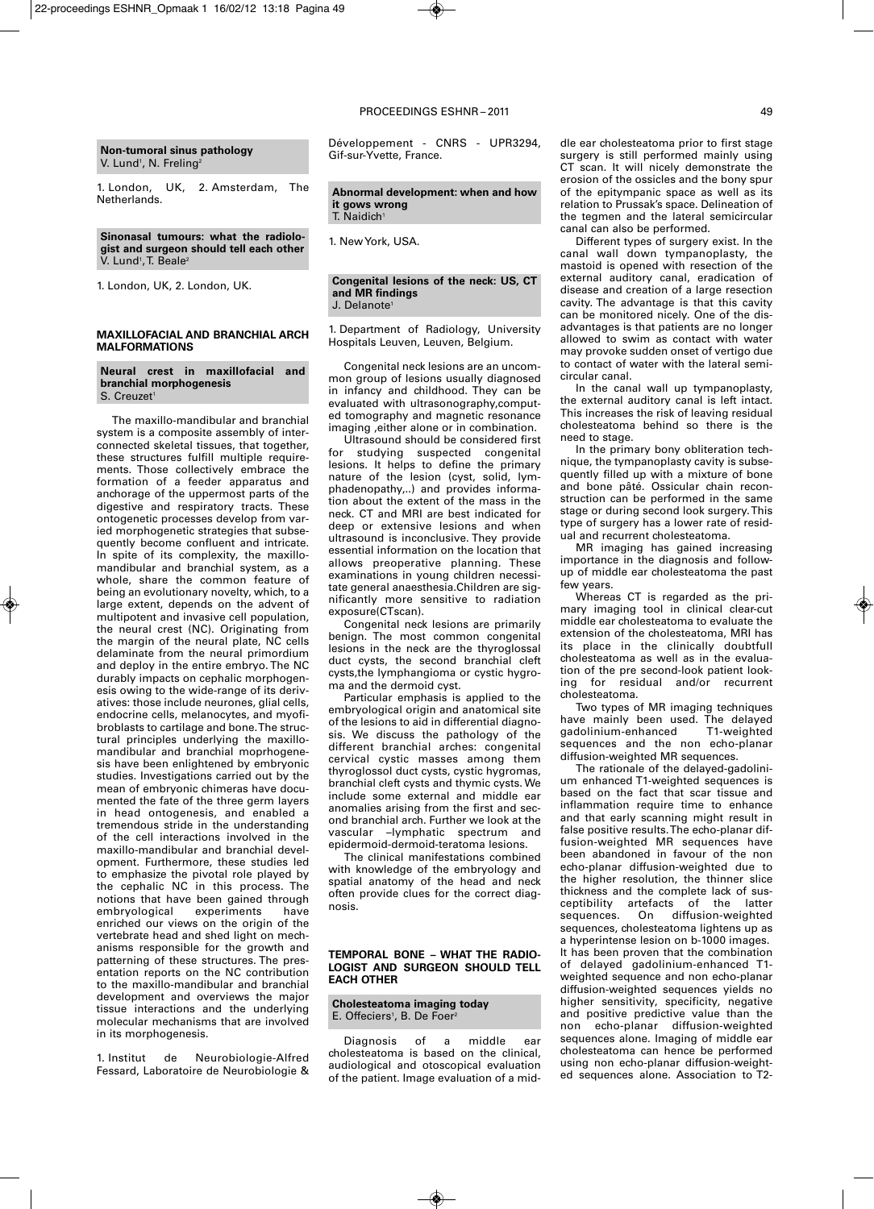**Non-tumoral sinus pathology**
V. Lund[1], N. Freling[2]

1. London, UK, 2. Amsterdam, The Netherlands.

**Sinonasal tumours: what the radiologist and surgeon should tell each other**
V. Lund[1], T. Beale[2]

1. London, UK, 2. London, UK.

## MAXILLOFACIAL AND BRANCHIAL ARCH MALFORMATIONS

**Neural crest in maxillofacial and branchial morphogenesis**
S. Creuzet[1]

The maxillo-mandibular and branchial system is a composite assembly of interconnected skeletal tissues, that together, these structures fulfill multiple requirements. Those collectively embrace the formation of a feeder apparatus and anchorage of the uppermost parts of the digestive and respiratory tracts. These ontogenetic processes develop from varied morphogenetic strategies that subsequently become confluent and intricate. In spite of its complexity, the maxillo-mandibular and branchial system, as a whole, share the common feature of being an evolutionary novelty, which, to a large extent, depends on the advent of multipotent and invasive cell population, the neural crest (NC). Originating from the margin of the neural plate, NC cells delaminate from the neural primordium and deploy in the entire embryo. The NC durably impacts on cephalic morphogenesis owing to the wide-range of its derivatives: those include neurones, glial cells, endocrine cells, melanocytes, and myofibroblasts to cartilage and bone. The structural principles underlying the maxillo-mandibular and branchial moprhogenesis have been enlightened by embryonic studies. Investigations carried out by the mean of embryonic chimeras have documented the fate of the three germ layers in head ontogenesis, and enabled a tremendous stride in the understanding of the cell interactions involved in the maxillo-mandibular and branchial development. Furthermore, these studies led to emphasize the pivotal role played by the cephalic NC in this process. The notions that have been gained through embryological experiments have enriched our views on the origin of the vertebrate head and shed light on mechanisms responsible for the growth and patterning of these structures. The presentation reports on the NC contribution to the maxillo-mandibular and branchial development and overviews the major tissue interactions and the underlying molecular mechanisms that are involved in its morphogenesis.

1. Institut de Neurobiologie-Alfred Fessard, Laboratoire de Neurobiologie & Développement - CNRS - UPR3294, Gif-sur-Yvette, France.

**Abnormal development: when and how it gows wrong**
T. Naidich[1]

1. New York, USA.

**Congenital lesions of the neck: US, CT and MR findings**
J. Delanote[1]

1. Department of Radiology, University Hospitals Leuven, Leuven, Belgium.

Congenital neck lesions are an uncommon group of lesions usually diagnosed in infancy and childhood. They can be evaluated with ultrasonography,computed tomography and magnetic resonance imaging ,either alone or in combination.

Ultrasound should be considered first for studying suspected congenital lesions. It helps to define the primary nature of the lesion (cyst, solid, lymphadenopathy,..) and provides information about the extent of the mass in the neck. CT and MRI are best indicated for deep or extensive lesions and when ultrasound is inconclusive. They provide essential information on the location that allows preoperative planning. These examinations in young children necessitate general anaesthesia.Children are significantly more sensitive to radiation exposure(CTscan).

Congenital neck lesions are primarily benign. The most common congenital lesions in the neck are the thyroglossal duct cysts, the second branchial cleft cysts,the lymphangioma or cystic hygroma and the dermoid cyst.

Particular emphasis is applied to the embryological origin and anatomical site of the lesions to aid in differential diagnosis. We discuss the pathology of the different branchial arches: congenital cervical cystic masses among them thyroglossol duct cysts, cystic hygromas, branchial cleft cysts and thymic cysts. We include some external and middle ear anomalies arising from the first and second branchial arch. Further we look at the vascular –lymphatic spectrum and epidermoid-dermoid-teratoma lesions.

The clinical manifestations combined with knowledge of the embryology and spatial anatomy of the head and neck often provide clues for the correct diagnosis.

## TEMPORAL BONE – WHAT THE RADIOLOGIST AND SURGEON SHOULD TELL EACH OTHER

**Cholesteatoma imaging today**
E. Offeciers[1], B. De Foer[2]

Diagnosis of a middle ear cholesteatoma is based on the clinical, audiological and otoscopical evaluation of the patient. Image evaluation of a middle ear cholesteatoma prior to first stage surgery is still performed mainly using CT scan. It will nicely demonstrate the erosion of the ossicles and the bony spur of the epitympanic space as well as its relation to Prussak's space. Delineation of the tegmen and the lateral semicircular canal can also be performed.

Different types of surgery exist. In the canal wall down tympanoplasty, the mastoid is opened with resection of the external auditory canal, eradication of disease and creation of a large resection cavity. The advantage is that this cavity can be monitored nicely. One of the disadvantages is that patients are no longer allowed to swim as contact with water may provoke sudden onset of vertigo due to contact of water with the lateral semicircular canal.

In the canal wall up tympanoplasty, the external auditory canal is left intact. This increases the risk of leaving residual cholesteatoma behind so there is the need to stage.

In the primary bony obliteration technique, the tympanoplasty cavity is subsequently filled up with a mixture of bone and bone pâté. Ossicular chain reconstruction can be performed in the same stage or during second look surgery. This type of surgery has a lower rate of residual and recurrent cholesteatoma.

MR imaging has gained increasing importance in the diagnosis and follow-up of middle ear cholesteatoma the past few years.

Whereas CT is regarded as the primary imaging tool in clinical clear-cut middle ear cholesteatoma to evaluate the extension of the cholesteatoma, MRI has its place in the clinically doubtfull cholesteatoma as well as in the evaluation of the pre second-look patient looking for residual and/or recurrent cholesteatoma.

Two types of MR imaging techniques have mainly been used. The delayed gadolinium-enhanced T1-weighted sequences and the non echo-planar diffusion-weighted MR sequences.

The rationale of the delayed-gadolinium enhanced T1-weighted sequences is based on the fact that scar tissue and inflammation require time to enhance and that early scanning might result in false positive results. The echo-planar diffusion-weighted MR sequences have been abandoned in favour of the non echo-planar diffusion-weighted due to the higher resolution, the thinner slice thickness and the complete lack of susceptibility artefacts of the latter sequences. On diffusion-weighted sequences, cholesteatoma lightens up as a hyperintense lesion on b-1000 images. It has been proven that the combination of delayed gadolinium-enhanced T1-weighted sequence and non echo-planar diffusion-weighted sequences yields no higher sensitivity, specificity, negative and positive predictive value than the non echo-planar diffusion-weighted sequences alone. Imaging of middle ear cholesteatoma can hence be performed using non echo-planar diffusion-weighted sequences alone. Association to T2-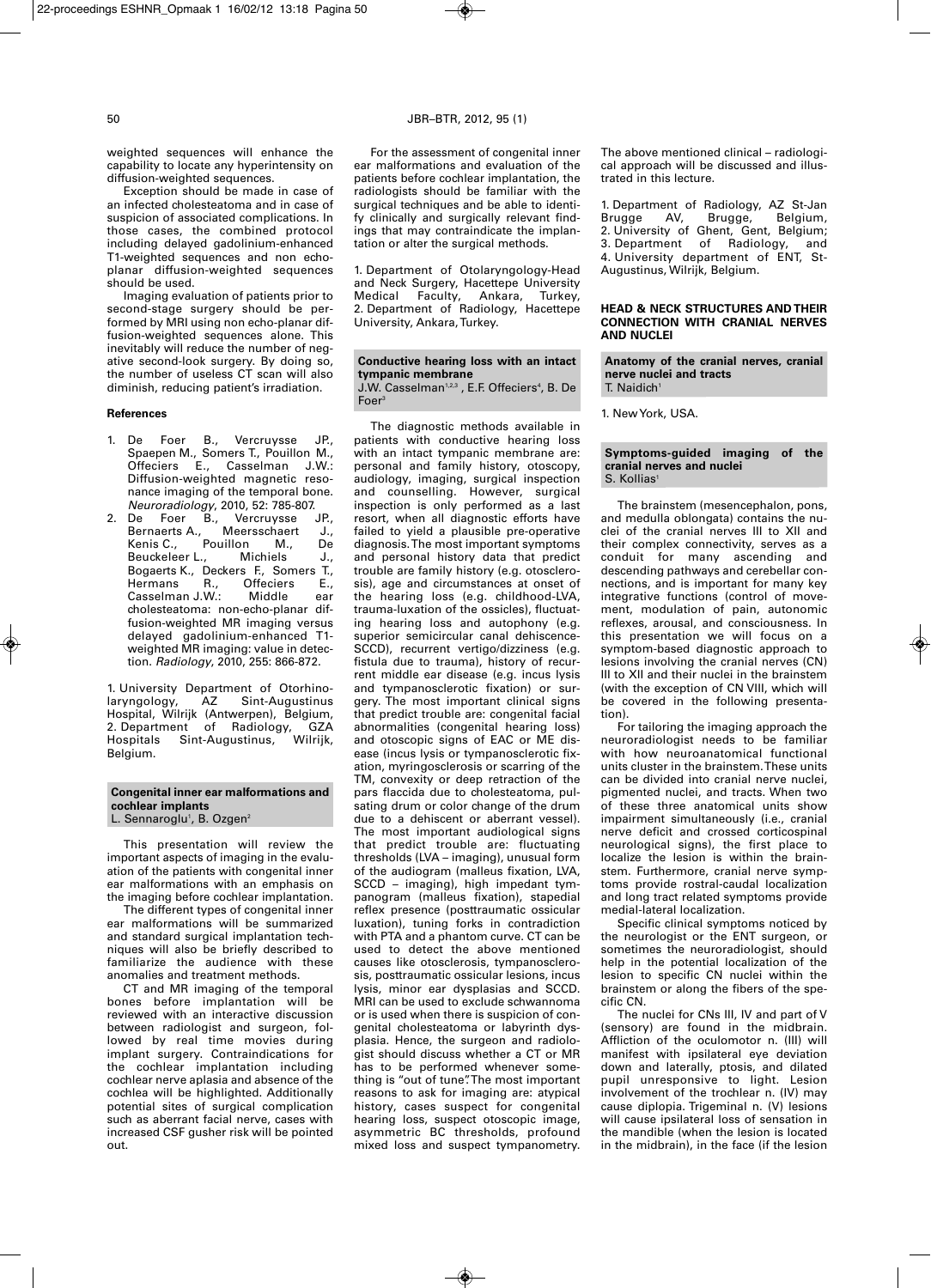weighted sequences will enhance the capability to locate any hyperintensity on diffusion-weighted sequences.

Exception should be made in case of an infected cholesteatoma and in case of suspicion of associated complications. In those cases, the combined protocol including delayed gadolinium-enhanced T1-weighted sequences and non echo-planar diffusion-weighted sequences should be used.

Imaging evaluation of patients prior to second-stage surgery should be performed by MRI using non echo-planar diffusion-weighted sequences alone. This inevitably will reduce the number of negative second-look surgery. By doing so, the number of useless CT scan will also diminish, reducing patient's irradiation.

#### References

1. De Foer B., Vercruysse JP., Spaepen M., Somers T., Pouillon M., Offeciers E., Casselman J.W.: Diffusion-weighted magnetic resonance imaging of the temporal bone. *Neuroradiology*, 2010, 52: 785-807.
2. De Foer B., Vercruysse JP., Bernaerts A., Meersschaert J., Kenis C., Pouillon M., De Beuckeleer L., Michiels J., Bogaerts K., Deckers F., Somers T., Hermans R., Offeciers E., Casselman J.W.: Middle ear cholesteatoma: non-echo-planar diffusion-weighted MR imaging versus delayed gadolinium-enhanced T1-weighted MR imaging: value in detection. *Radiology*, 2010, 255: 866-872.

1. University Department of Otorhinolaryngology, AZ Sint-Augustinus Hospital, Wilrijk (Antwerpen), Belgium, 2. Department of Radiology, GZA Hospitals Sint-Augustinus, Wilrijk, Belgium.

### Congenital inner ear malformations and cochlear implants

L. Sennaroglu[1], B. Ozgen[2]

This presentation will review the important aspects of imaging in the evaluation of the patients with congenital inner ear malformations with an emphasis on the imaging before cochlear implantation.

The different types of congenital inner ear malformations will be summarized and standard surgical implantation techniques will also be briefly described to familiarize the audience with these anomalies and treatment methods.

CT and MR imaging of the temporal bones before implantation will be reviewed with an interactive discussion between radiologist and surgeon, followed by real time movies during implant surgery. Contraindications for the cochlear implantation including cochlear nerve aplasia and absence of the cochlea will be highlighted. Additionally potential sites of surgical complication such as aberrant facial nerve, cases with increased CSF gusher risk will be pointed out.

For the assessment of congenital inner ear malformations and evaluation of the patients before cochlear implantation, the radiologists should be familiar with the surgical techniques and be able to identify clinically and surgically relevant findings that may contraindicate the implantation or alter the surgical methods.

1. Department of Otolaryngology-Head and Neck Surgery, Hacettepe University Medical Faculty, Ankara, Turkey, 2. Department of Radiology, Hacettepe University, Ankara, Turkey.

### Conductive hearing loss with an intact tympanic membrane

J.W. Casselman[1,2,3], E.F. Offeciers[4], B. De Foer[3]

The diagnostic methods available in patients with conductive hearing loss with an intact tympanic membrane are: personal and family history, otoscopy, audiology, imaging, surgical inspection and counselling. However, surgical inspection is only performed as a last resort, when all diagnostic efforts have failed to yield a plausible pre-operative diagnosis. The most important symptoms and personal history data that predict trouble are family history (e.g. otosclerosis), age and circumstances at onset of the hearing loss (e.g. childhood-LVA, trauma-luxation of the ossicles), fluctuating hearing loss and autophony (e.g. superior semicircular canal dehiscence-SCCD), recurrent vertigo/dizziness (e.g. fistula due to trauma), history of recurrent middle ear disease (e.g. incus lysis and tympanosclerotic fixation) or surgery. The most important clinical signs that predict trouble are: congenital facial abnormalities (congenital hearing loss) and otoscopic signs of EAC or ME disease (incus lysis or tympanosclerotic fixation, myringosclerosis or scarring of the TM, convexity or deep retraction of the pars flaccida due to cholesteatoma, pulsating drum or color change of the drum due to a dehiscent or aberrant vessel). The most important audiological signs that predict trouble are: fluctuating thresholds (LVA – imaging), unusual form of the audiogram (malleus fixation, LVA, SCCD – imaging), high impedant tympanogram (malleus fixation), stapedial reflex presence (posttraumatic ossicular luxation), tuning forks in contradiction with PTA and a phantom curve. CT can be used to detect the above mentioned causes like otosclerosis, tympanosclerosis, posttraumatic ossicular lesions, incus lysis, minor ear dysplasias and SCCD. MRI can be used to exclude schwannoma or is used when there is suspicion of congenital cholesteatoma or labyrinth dysplasia. Hence, the surgeon and radiologist should discuss whether a CT or MR has to be performed whenever something is "out of tune". The most important reasons to ask for imaging are: atypical history, cases suspect for congenital hearing loss, suspect otoscopic image, asymmetric BC thresholds, profound mixed loss and suspect tympanometry.

The above mentioned clinical – radiological approach will be discussed and illustrated in this lecture.

1. Department of Radiology, AZ St-Jan Brugge AV, Brugge, Belgium, 2. University of Ghent, Gent, Belgium; 3. Department of Radiology, and 4. University department of ENT, St-Augustinus, Wilrijk, Belgium.

## HEAD & NECK STRUCTURES AND THEIR CONNECTION WITH CRANIAL NERVES AND NUCLEI

### Anatomy of the cranial nerves, cranial nerve nuclei and tracts

T. Naidich[1]

1. New York, USA.

### Symptoms-guided imaging of the cranial nerves and nuclei

S. Kollias[1]

The brainstem (mesencephalon, pons, and medulla oblongata) contains the nuclei of the cranial nerves III to XII and their complex connectivity, serves as a conduit for many ascending and descending pathways and cerebellar connections, and is important for many key integrative functions (control of movement, modulation of pain, autonomic reflexes, arousal, and consciousness. In this presentation we will focus on a symptom-based diagnostic approach to lesions involving the cranial nerves (CN) III to XII and their nuclei in the brainstem (with the exception of CN VIII, which will be covered in the following presentation).

For tailoring the imaging approach the neuroradiologist needs to be familiar with how neuroanatomical functional units cluster in the brainstem. These units can be divided into cranial nerve nuclei, pigmented nuclei, and tracts. When two of these three anatomical units show impairment simultaneously (i.e., cranial nerve deficit and crossed corticospinal neurological signs), the first place to localize the lesion is within the brainstem. Furthermore, cranial nerve symptoms provide rostral-caudal localization and long tract related symptoms provide medial-lateral localization.

Specific clinical symptoms noticed by the neurologist or the ENT surgeon, or sometimes the neuroradiologist, should help in the potential localization of the lesion to specific CN nuclei within the brainstem or along the fibers of the specific CN.

The nuclei for CNs III, IV and part of V (sensory) are found in the midbrain. Affliction of the oculomotor n. (III) will manifest with ipsilateral eye deviation down and laterally, ptosis, and dilated pupil unresponsive to light. Lesion involvement of the trochlear n. (IV) may cause diplopia. Trigeminal n. (V) lesions will cause ipsilateral loss of sensation in the mandible (when the lesion is located in the midbrain), in the face (if the lesion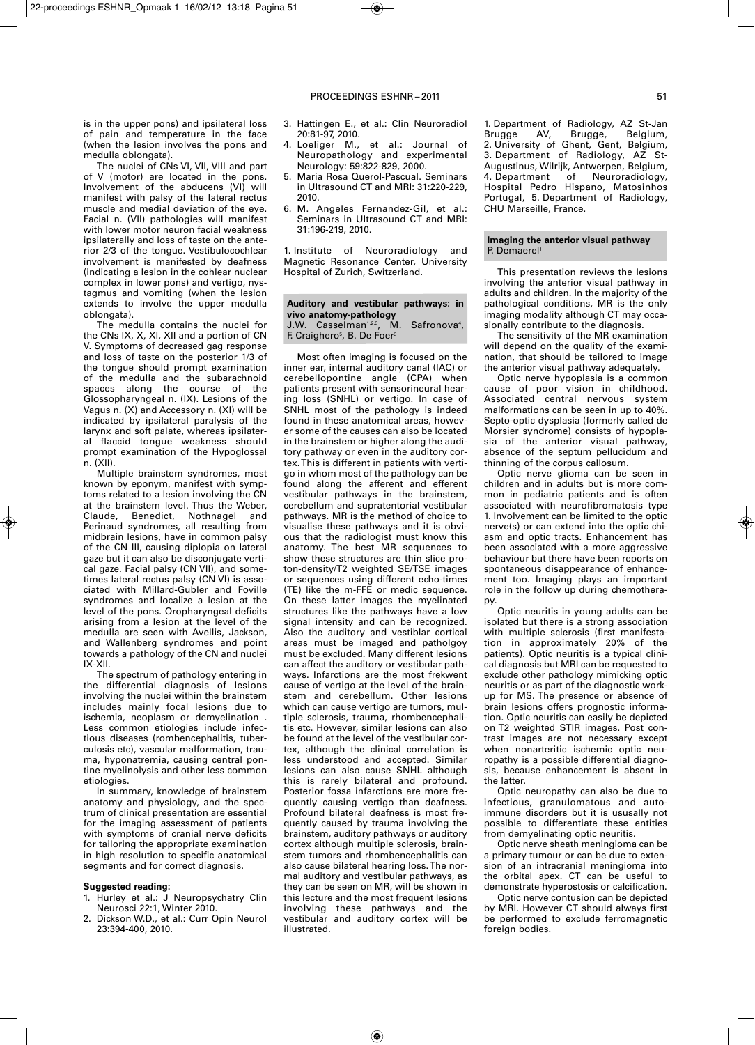is in the upper pons) and ipsilateral loss of pain and temperature in the face (when the lesion involves the pons and medulla oblongata).

The nuclei of CNs VI, VII, VIII and part of V (motor) are located in the pons. Involvement of the abducens (VI) will manifest with palsy of the lateral rectus muscle and medial deviation of the eye. Facial n. (VII) pathologies will manifest with lower motor neuron facial weakness ipsilaterally and loss of taste on the anterior 2/3 of the tongue. Vestibulocochlear involvement is manifested by deafness (indicating a lesion in the cohlear nuclear complex in lower pons) and vertigo, nystagmus and vomiting (when the lesion extends to involve the upper medulla oblongata).

The medulla contains the nuclei for the CNs IX, X, XI, XII and a portion of CN V. Symptoms of decreased gag response and loss of taste on the posterior 1/3 of the tongue should prompt examination of the medulla and the subarachnoid spaces along the course of the Glossopharyngeal n. (IX). Lesions of the Vagus n. (X) and Accessory n. (XI) will be indicated by ipsilateral paralysis of the larynx and soft palate, whereas ipsilateral flaccid tongue weakness should prompt examination of the Hypoglossal n. (XII).

Multiple brainstem syndromes, most known by eponym, manifest with symptoms related to a lesion involving the CN at the brainstem level. Thus the Weber, Claude, Benedict, Nothnagel and Perinaud syndromes, all resulting from midbrain lesions, have in common palsy of the CN III, causing diplopia on lateral gaze but it can also be disconjugate vertical gaze. Facial palsy (CN VII), and sometimes lateral rectus palsy (CN VI) is associated with Millard-Gubler and Foville syndromes and localize a lesion at the level of the pons. Oropharyngeal deficits arising from a lesion at the level of the medulla are seen with Avellis, Jackson, and Wallenberg syndromes and point towards a pathology of the CN and nuclei IX-XII.

The spectrum of pathology entering in the differential diagnosis of lesions involving the nuclei within the brainstem includes mainly focal lesions due to ischemia, neoplasm or demyelination . Less common etiologies include infectious diseases (rombencephalitis, tuberculosis etc), vascular malformation, trauma, hyponatremia, causing central pontine myelinolysis and other less common etiologies.

In summary, knowledge of brainstem anatomy and physiology, and the spectrum of clinical presentation are essential for the imaging assessment of patients with symptoms of cranial nerve deficits for tailoring the appropriate examination in high resolution to specific anatomical segments and for correct diagnosis.

**Suggested reading:**

1. Hurley et al.: J Neuropsychatry Clin Neurosci 22:1, Winter 2010.
2. Dickson W.D., et al.: Curr Opin Neurol 23:394-400, 2010.
3. Hattingen E., et al.: Clin Neuroradiol 20:81-97, 2010.
4. Loeliger M., et al.: Journal of Neuropathology and experimental Neurology: 59:822-829, 2000.
5. Maria Rosa Querol-Pascual. Seminars in Ultrasound CT and MRI: 31:220-229, 2010.
6. M. Angeles Fernandez-Gil, et al.: Seminars in Ultrasound CT and MRI: 31:196-219, 2010.

1. Institute of Neuroradiology and Magnetic Resonance Center, University Hospital of Zurich, Switzerland.

## Auditory and vestibular pathways: in vivo anatomy-pathology

J.W. Casselman[1,2,3], M. Safronova[4], F. Craighero[5], B. De Foer[3]

Most often imaging is focused on the inner ear, internal auditory canal (IAC) or cerebellopontine angle (CPA) when patients present with sensorineural hearing loss (SNHL) or vertigo. In case of SNHL most of the pathology is indeed found in these anatomical areas, however some of the causes can also be located in the brainstem or higher along the auditory pathway or even in the auditory cortex. This is different in patients with vertigo in whom most of the pathology can be found along the afferent and efferent vestibular pathways in the brainstem, cerebellum and supratentorial vestibular pathways. MR is the method of choice to visualise these pathways and it is obvious that the radiologist must know this anatomy. The best MR sequences to show these structures are thin slice proton-density/T2 weighted SE/TSE images or sequences using different echo-times (TE) like the m-FFE or medic sequence. On these latter images the myelinated structures like the pathways have a low signal intensity and can be recognized. Also the auditory and vestiblar cortical areas must be imaged and pathlogoy must be excluded. Many different lesions can affect the auditory or vestibular pathways. Infarctions are the most frekwent cause of vertigo at the level of the brainstem and cerebellum. Other lesions which can cause vertigo are tumors, multiple sclerosis, trauma, rhombencephalitis etc. However, similar lesions can also be found at the level of the vestibular cortex, although the clinical correlation is less understood and accepted. Similar lesions can also cause SNHL although this is rarely bilateral and profound. Posterior fossa infarctions are more frequently causing vertigo than deafness. Profound bilateral deafness is most frequently caused by trauma involving the brainstem, auditory pathways or auditory cortex although multiple sclerosis, brainstem tumors and rhombencephalitis can also cause bilateral hearing loss. The normal auditory and vestibular pathways, as they can be seen on MR, will be shown in this lecture and the most frequent lesions involving these pathways and the vestibular and auditory cortex will be illustrated.

1. Department of Radiology, AZ St-Jan Brugge AV, Brugge, Belgium, 2. University of Ghent, Gent, Belgium, 3. Department of Radiology, AZ St-Augustinus, Wilrijk, Antwerpen, Belgium, 4. Department of Neuroradiology, Hospital Pedro Hispano, Matosinhos Portugal, 5. Department of Radiology, CHU Marseille, France.

## Imaging the anterior visual pathway

P. Demaerel[1]

This presentation reviews the lesions involving the anterior visual pathway in adults and children. In the majority of the pathological conditions, MR is the only imaging modality although CT may occasionally contribute to the diagnosis.

The sensitivity of the MR examination will depend on the quality of the examination, that should be tailored to image the anterior visual pathway adequately.

Optic nerve hypoplasia is a common cause of poor vision in childhood. Associated central nervous system malformations can be seen in up to 40%. Septo-optic dysplasia (formerly called de Morsier syndrome) consists of hypoplasia of the anterior visual pathway, absence of the septum pellucidum and thinning of the corpus callosum.

Optic nerve glioma can be seen in children and in adults but is more common in pediatric patients and is often associated with neurofibromatosis type 1. Involvement can be limited to the optic nerve(s) or can extend into the optic chiasm and optic tracts. Enhancement has been associated with a more aggressive behaviour but there have been reports on spontaneous disappearance of enhancement too. Imaging plays an important role in the follow up during chemotherapy.

Optic neuritis in young adults can be isolated but there is a strong association with multiple sclerosis (first manifestation in approximately 20% of the patients). Optic neuritis is a typical clinical diagnosis but MRI can be requested to exclude other pathology mimicking optic neuritis or as part of the diagnostic workup for MS. The presence or absence of brain lesions offers prognostic information. Optic neuritis can easily be depicted on T2 weighted STIR images. Post contrast images are not necessary except when nonarteritic ischemic optic neuropathy is a possible differential diagnosis, because enhancement is absent in the latter.

Optic neuropathy can also be due to infectious, granulomatous and autoimmune disorders but it is ususally not possible to differentiate these entities from demyelinating optic neuritis.

Optic nerve sheath meningioma can be a primary tumour or can be due to extension of an intracranial meningioma into the orbital apex. CT can be useful to demonstrate hyperostosis or calcification.

Optic nerve contusion can be depicted by MRI. However CT should always first be performed to exclude ferromagnetic foreign bodies.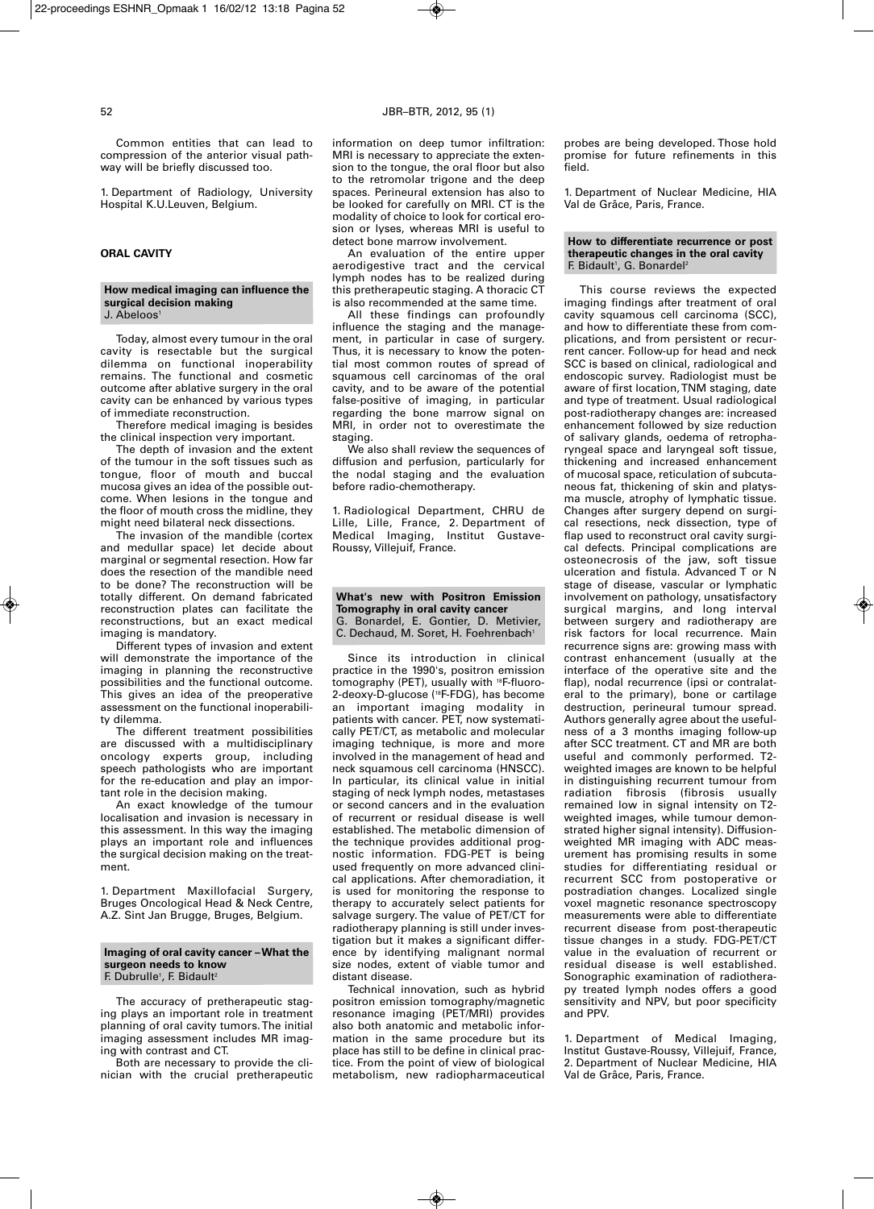Common entities that can lead to compression of the anterior visual pathway will be briefly discussed too.

1. Department of Radiology, University Hospital K.U.Leuven, Belgium.

## ORAL CAVITY

### How medical imaging can influence the surgical decision making

J. Abeloos[1]

Today, almost every tumour in the oral cavity is resectable but the surgical dilemma on functional inoperability remains. The functional and cosmetic outcome after ablative surgery in the oral cavity can be enhanced by various types of immediate reconstruction.

Therefore medical imaging is besides the clinical inspection very important.

The depth of invasion and the extent of the tumour in the soft tissues such as tongue, floor of mouth and buccal mucosa gives an idea of the possible outcome. When lesions in the tongue and the floor of mouth cross the midline, they might need bilateral neck dissections.

The invasion of the mandible (cortex and medullar space) let decide about marginal or segmental resection. How far does the resection of the mandible need to be done? The reconstruction will be totally different. On demand fabricated reconstruction plates can facilitate the reconstructions, but an exact medical imaging is mandatory.

Different types of invasion and extent will demonstrate the importance of the imaging in planning the reconstructive possibilities and the functional outcome. This gives an idea of the preoperative assessment on the functional inoperability dilemma.

The different treatment possibilities are discussed with a multidisciplinary oncology experts group, including speech pathologists who are important for the re-education and play an important role in the decision making.

An exact knowledge of the tumour localisation and invasion is necessary in this assessment. In this way the imaging plays an important role and influences the surgical decision making on the treatment.

1. Department Maxillofacial Surgery, Bruges Oncological Head & Neck Centre, A.Z. Sint Jan Brugge, Bruges, Belgium.

### Imaging of oral cavity cancer – What the surgeon needs to know

F. Dubrulle[1], F. Bidault[2]

The accuracy of pretherapeutic staging plays an important role in treatment planning of oral cavity tumors. The initial imaging assessment includes MR imaging with contrast and CT.

Both are necessary to provide the clinician with the crucial pretherapeutic information on deep tumor infiltration: MRI is necessary to appreciate the extension to the tongue, the oral floor but also to the retromolar trigone and the deep spaces. Perineural extension has also to be looked for carefully on MRI. CT is the modality of choice to look for cortical erosion or lyses, whereas MRI is useful to detect bone marrow involvement.

An evaluation of the entire upper aerodigestive tract and the cervical lymph nodes has to be realized during this pretherapeutic staging. A thoracic CT is also recommended at the same time.

All these findings can profoundly influence the staging and the management, in particular in case of surgery. Thus, it is necessary to know the potential most common routes of spread of squamous cell carcinomas of the oral cavity, and to be aware of the potential false-positive of imaging, in particular regarding the bone marrow signal on MRI, in order not to overestimate the staging.

We also shall review the sequences of diffusion and perfusion, particularly for the nodal staging and the evaluation before radio-chemotherapy.

1. Radiological Department, CHRU de Lille, Lille, France, 2. Department of Medical Imaging, Institut Gustave-Roussy, Villejuif, France.

### What's new with Positron Emission Tomography in oral cavity cancer

G. Bonardel, E. Gontier, D. Metivier, C. Dechaud, M. Soret, H. Foehrenbach[1]

Since its introduction in clinical practice in the 1990's, positron emission tomography (PET), usually with $^{18}$F-fluoro-2-deoxy-D-glucose ($^{18}$F-FDG), has become an important imaging modality in patients with cancer. PET, now systematically PET/CT, as metabolic and molecular imaging technique, is more and more involved in the management of head and neck squamous cell carcinoma (HNSCC). In particular, its clinical value in initial staging of neck lymph nodes, metastases or second cancers and in the evaluation of recurrent or residual disease is well established. The metabolic dimension of the technique provides additional prognostic information. FDG-PET is being used frequently on more advanced clinical applications. After chemoradiation, it is used for monitoring the response to therapy to accurately select patients for salvage surgery. The value of PET/CT for radiotherapy planning is still under investigation but it makes a significant difference by identifying malignant normal size nodes, extent of viable tumor and distant disease.

Technical innovation, such as hybrid positron emission tomography/magnetic resonance imaging (PET/MRI) provides also both anatomic and metabolic information in the same procedure but its place has still to be define in clinical practice. From the point of view of biological metabolism, new radiopharmaceutical probes are being developed. Those hold promise for future refinements in this field.

1. Department of Nuclear Medicine, HIA Val de Grâce, Paris, France.

### How to differentiate recurrence or post therapeutic changes in the oral cavity

F. Bidault[1], G. Bonardel[2]

This course reviews the expected imaging findings after treatment of oral cavity squamous cell carcinoma (SCC), and how to differentiate these from complications, and from persistent or recurrent cancer. Follow-up for head and neck SCC is based on clinical, radiological and endoscopic survey. Radiologist must be aware of first location, TNM staging, date and type of treatment. Usual radiological post-radiotherapy changes are: increased enhancement followed by size reduction of salivary glands, oedema of retropharyngeal space and laryngeal soft tissue, thickening and increased enhancement of mucosal space, reticulation of subcutaneous fat, thickening of skin and platysma muscle, atrophy of lymphatic tissue. Changes after surgery depend on surgical resections, neck dissection, type of flap used to reconstruct oral cavity surgical defects. Principal complications are osteonecrosis of the jaw, soft tissue ulceration and fistula. Advanced T or N stage of disease, vascular or lymphatic involvement on pathology, unsatisfactory surgical margins, and long interval between surgery and radiotherapy are risk factors for local recurrence. Main recurrence signs are: growing mass with contrast enhancement (usually at the interface of the operative site and the flap), nodal recurrence (ipsi or contralateral to the primary), bone or cartilage destruction, perineural tumour spread. Authors generally agree about the usefulness of a 3 months imaging follow-up after SCC treatment. CT and MR are both useful and commonly performed. T2-weighted images are known to be helpful in distinguishing recurrent tumour from radiation fibrosis (fibrosis usually remained low in signal intensity on T2-weighted images, while tumour demonstrated higher signal intensity). Diffusion-weighted MR imaging with ADC measurement has promising results in some studies for differentiating residual or recurrent SCC from postoperative or postradiation changes. Localized single voxel magnetic resonance spectroscopy measurements were able to differentiate recurrent disease from post-therapeutic tissue changes in a study. FDG-PET/CT value in the evaluation of recurrent or residual disease is well established. Sonographic examination of radiotherapy treated lymph nodes offers a good sensitivity and NPV, but poor specificity and PPV.

1. Department of Medical Imaging, Institut Gustave-Roussy, Villejuif, France, 2. Department of Nuclear Medicine, HIA Val de Grâce, Paris, France.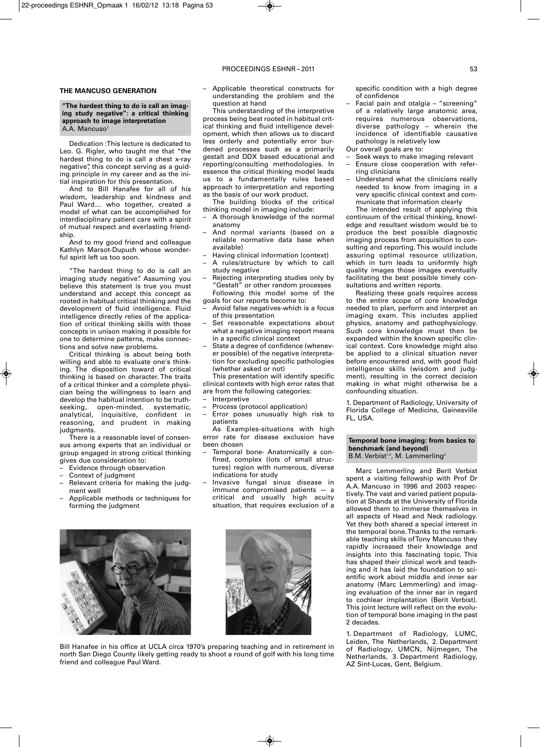## THE MANCUSO GENERATION

**"The hardest thing to do is call an imaging study negative": a critical thinking approach to image interpretation**
A.A. Mancuso[1]

Dedication :This lecture is dedicated to Leo. G. Rigler, who taught me that "the hardest thing to do is call a chest x-ray negative", this concept serving as a guiding principle in my career and as the initial inspiration for this presentation.

And to Bill Hanafee for all of his wisdom, leadership and kindness and Paul Ward… who together, created a model of what can be accomplished for interdisciplinary patient care with a spirit of mutual respect and everlasting friendship.

And to my good friend and colleague Kathlyn Marsot-Dupuch whose wonderful spirit left us too soon.

"The hardest thing to do is call an imaging study negative". Assuming you believe this statement is true you must understand and accept this concept as rooted in habitual critical thinking and the development of fluid intelligence. Fluid intelligence directly relies of the application of critical thinking skills with those concepts in unison making it possible for one to determine patterns, make connections and solve new problems.

Critical thinking is about being both willing and able to evaluate one's thinking. The disposition toward of critical thinking is based on character. The traits of a critical thinker and a complete physician being the willingness to learn and develop the habitual intention to be truth-seeking, open-minded, systematic, analytical, inquisitive, confident in reasoning, and prudent in making judgments.

There is a reasonable level of consensus among experts that an individual or group engaged in strong critical thinking gives due consideration to:

- Evidence through observation
- Context of judgment
- Relevant criteria for making the judgment well
- Applicable methods or techniques for forming the judgment
- Applicable theoretical constructs for understanding the problem and the question at hand

This understanding of the interpretive process being best rooted in habitual critical thinking and fluid intelligence development, which then allows us to discard less orderly and potentially error burdened processes such as a primarily gestalt and DDX based educational and reporting/consulting methodologies. In essence the critical thinking model leads us to a fundamentally rules based approach to interpretation and reporting as the basis of our work product.

The building blocks of the critical thinking model in imaging include:

- A thorough knowledge of the normal anatomy
- And normal variants (based on a reliable normative data base when available)
- Having clinical information (context)
- A rules/structure by which to call study negative
- Rejecting interpreting studies only by "Gestalt" or other random processes

Following this model some of the goals for our reports become to:

- Avoid false negatives-which is a focus of this presentation
- Set reasonable expectations about what a negative imaging report means in a specific clinical context
- State a degree of confidence (whenever possible) of the negative interpretation for excluding specific pathologies (whether asked or not)

This presentation will identify specific clinical contexts with high error rates that are from the following categories:

- Interpretive
- Process (protocol application)
- Error poses unusually high risk to patients

As Examples-situations with high error rate for disease exclusion have been chosen

- Temporal bone- Anatomically a confined, complex (lots of small structures) region with numerous, diverse indications for study
- Invasive fungal sinus disease in immune compromised patients — a critical and usually high acuity situation, that requires exclusion of a specific condition with a high degree of confidence
- Facial pain and otalgia – "screening" of a relatively large anatomic area, requires numerous observations, diverse pathology – wherein the incidence of identifiable causative pathology is relatively low

Our overall goals are to:

- Seek ways to make imaging relevant
- Ensure close cooperation with referring clinicians
- Understand what the clinicians really needed to know from imaging in a very specific clinical context and communicate that information clearly

The intended result of applying this continuum of the critical thinking, knowledge and resultant wisdom would be to produce the best possible diagnostic imaging process from acquisition to consulting and reporting. This would include assuring optimal resource utilization, which in turn leads to uniformly high quality images those images eventually facilitating the best possible timely consultations and written reports.

Realizing these goals requires access to the entire scope of core knowledge needed to plan, perform and interpret an imaging exam. This includes applied physics, anatomy and pathophysiology. Such core knowledge must then be expanded within the known specific clinical context. Core knowledge might also be applied to a clinical situation never before encountered and, with good fluid intelligence skills (wisdom and judgment), resulting in the correct decision making in what might otherwise be a confounding situation.

1. Department of Radiology, University of Florida College of Medicine, Gainesville FL, USA.

Bill Hanafee in his office at UCLA circa 1970's preparing teaching and in retirement in north San Diego County likely getting ready to shoot a round of golf with his long time friend and colleague Paul Ward.

**Temporal bone imaging: from basics to benchmark (and beyond)**
B.M. Verbist[1,2], M. Lemmerling[3]

Marc Lemmerling and Berit Verbist spent a visiting fellowship with Prof Dr A.A. Mancuso in 1996 and 2003 respectively. The vast and varied patient population at Shands at the University of Florida allowed them to immerse themselves in all aspects of Head and Neck radiology. Yet they both shared a special interest in the temporal bone. Thanks to the remarkable teaching skills of Tony Mancuso they rapidly increased their knowledge and insights into this fascinating topic. This has shaped their clinical work and teaching and it has laid the foundation to scientific work about middle and inner ear anatomy (Marc Lemmerling) and imaging evaluation of the inner ear in regard to cochlear implantation (Berit Verbist). This joint lecture will reflect on the evolution of temporal bone imaging in the past 2 decades.

1. Department of Radiology, LUMC, Leiden, The Netherlands, 2. Department of Radiology, UMCN, Nijmegen, The Netherlands, 3. Department Radiology, AZ Sint-Lucas, Gent, Belgium.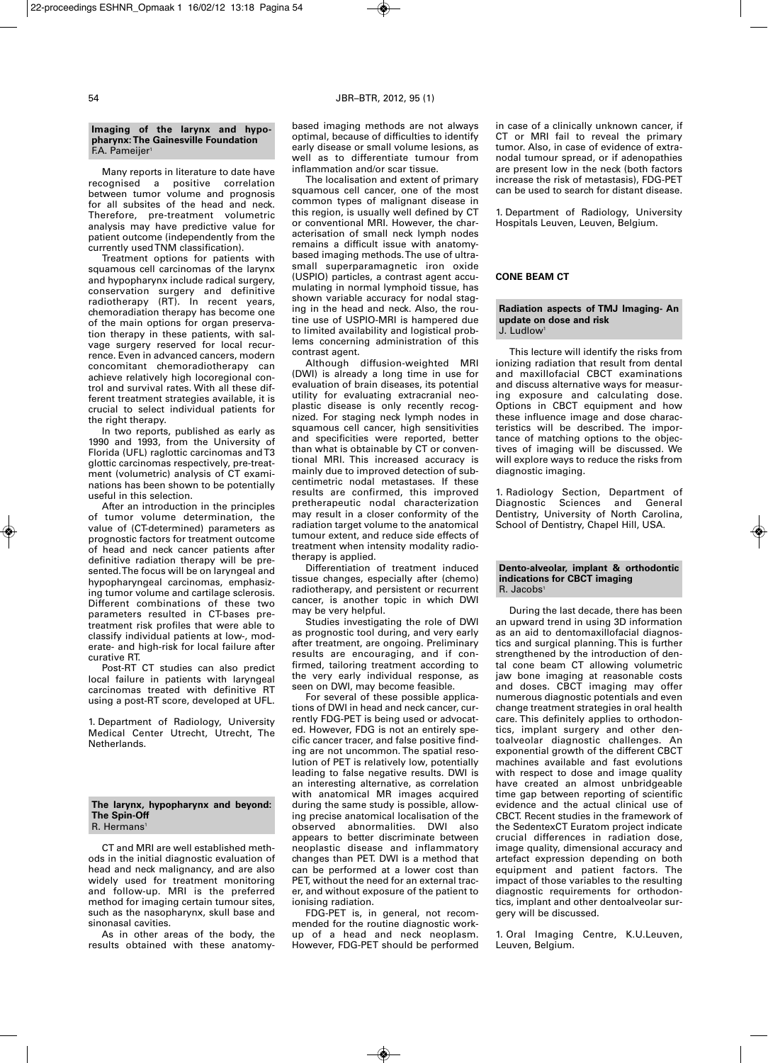**Imaging of the larynx and hypopharynx: The Gainesville Foundation**
F.A. Pameijer[1]

Many reports in literature to date have recognised a positive correlation between tumor volume and prognosis for all subsites of the head and neck. Therefore, pre-treatment volumetric analysis may have predictive value for patient outcome (independently from the currently used TNM classification).

Treatment options for patients with squamous cell carcinomas of the larynx and hypopharynx include radical surgery, conservation surgery and definitive radiotherapy (RT). In recent years, chemoradiation therapy has become one of the main options for organ preservation therapy in these patients, with salvage surgery reserved for local recurrence. Even in advanced cancers, modern concomitant chemoradiotherapy can achieve relatively high locoregional control and survival rates. With all these different treatment strategies available, it is crucial to select individual patients for the right therapy.

In two reports, published as early as 1990 and 1993, from the University of Florida (UFL) raglottic carcinomas and T3 glottic carcinomas respectively, pre-treatment (volumetric) analysis of CT examinations has been shown to be potentially useful in this selection.

After an introduction in the principles of tumor volume determination, the value of (CT-determined) parameters as prognostic factors for treatment outcome of head and neck cancer patients after definitive radiation therapy will be presented. The focus will be on laryngeal and hypopharyngeal carcinomas, emphasizing tumor volume and cartilage sclerosis. Different combinations of these two parameters resulted in CT-bases pretreatment risk profiles that were able to classify individual patients at low-, moderate- and high-risk for local failure after curative RT.

Post-RT CT studies can also predict local failure in patients with laryngeal carcinomas treated with definitive RT using a post-RT score, developed at UFL.

1. Department of Radiology, University Medical Center Utrecht, Utrecht, The Netherlands.

**The larynx, hypopharynx and beyond: The Spin-Off**
R. Hermans[1]

CT and MRI are well established methods in the initial diagnostic evaluation of head and neck malignancy, and are also widely used for treatment monitoring and follow-up. MRI is the preferred method for imaging certain tumour sites, such as the nasopharynx, skull base and sinonasal cavities.

As in other areas of the body, the results obtained with these anatomy-based imaging methods are not always optimal, because of difficulties to identify early disease or small volume lesions, as well as to differentiate tumour from inflammation and/or scar tissue.

The localisation and extent of primary squamous cell cancer, one of the most common types of malignant disease in this region, is usually well defined by CT or conventional MRI. However, the characterisation of small neck lymph nodes remains a difficult issue with anatomy-based imaging methods. The use of ultrasmall superparamagnetic iron oxide (USPIO) particles, a contrast agent accumulating in normal lymphoid tissue, has shown variable accuracy for nodal staging in the head and neck. Also, the routine use of USPIO-MRI is hampered due to limited availability and logistical problems concerning administration of this contrast agent.

Although diffusion-weighted MRI (DWI) is already a long time in use for evaluation of brain diseases, its potential utility for evaluating extracranial neoplastic disease is only recently recognized. For staging neck lymph nodes in squamous cell cancer, high sensitivities and specificities were reported, better than what is obtainable by CT or conventional MRI. This increased accuracy is mainly due to improved detection of subcentimetric nodal metastases. If these results are confirmed, this improved pretherapeutic nodal characterization may result in a closer conformity of the radiation target volume to the anatomical tumour extent, and reduce side effects of treatment when intensity modality radiotherapy is applied.

Differentiation of treatment induced tissue changes, especially after (chemo) radiotherapy, and persistent or recurrent cancer, is another topic in which DWI may be very helpful.

Studies investigating the role of DWI as prognostic tool during, and very early after treatment, are ongoing. Preliminary results are encouraging, and if confirmed, tailoring treatment according to the very early individual response, as seen on DWI, may become feasible.

For several of these possible applications of DWI in head and neck cancer, currently FDG-PET is being used or advocated. However, FDG is not an entirely specific cancer tracer, and false positive finding are not uncommon. The spatial resolution of PET is relatively low, potentially leading to false negative results. DWI is an interesting alternative, as correlation with anatomical MR images acquired during the same study is possible, allowing precise anatomical localisation of the observed abnormalities. DWI also appears to better discriminate between neoplastic disease and inflammatory changes than PET. DWI is a method that can be performed at a lower cost than PET, without the need for an external tracer, and without exposure of the patient to ionising radiation.

FDG-PET is, in general, not recommended for the routine diagnostic workup of a head and neck neoplasm. However, FDG-PET should be performed in case of a clinically unknown cancer, if CT or MRI fail to reveal the primary tumor. Also, in case of evidence of extranodal tumour spread, or if adenopathies are present low in the neck (both factors increase the risk of metastasis), FDG-PET can be used to search for distant disease.

1. Department of Radiology, University Hospitals Leuven, Leuven, Belgium.

## CONE BEAM CT

**Radiation aspects of TMJ Imaging- An update on dose and risk**
J. Ludlow[1]

This lecture will identify the risks from ionizing radiation that result from dental and maxillofacial CBCT examinations and discuss alternative ways for measuring exposure and calculating dose. Options in CBCT equipment and how these influence image and dose characteristics will be described. The importance of matching options to the objectives of imaging will be discussed. We will explore ways to reduce the risks from diagnostic imaging.

1. Radiology Section, Department of Diagnostic Sciences and General Dentistry, University of North Carolina, School of Dentistry, Chapel Hill, USA.

**Dento-alveolar, implant & orthodontic indications for CBCT imaging**
R. Jacobs[1]

During the last decade, there has been an upward trend in using 3D information as an aid to dentomaxillofacial diagnostics and surgical planning. This is further strengthened by the introduction of dental cone beam CT allowing volumetric jaw bone imaging at reasonable costs and doses. CBCT imaging may offer numerous diagnostic potentials and even change treatment strategies in oral health care. This definitely applies to orthodontics, implant surgery and other dentoalveolar diagnostic challenges. An exponential growth of the different CBCT machines available and fast evolutions with respect to dose and image quality have created an almost unbridgeable time gap between reporting of scientific evidence and the actual clinical use of CBCT. Recent studies in the framework of the SedentexCT Euratom project indicate crucial differences in radiation dose, image quality, dimensional accuracy and artefact expression depending on both equipment and patient factors. The impact of those variables to the resulting diagnostic requirements for orthodontics, implant and other dentoalveolar surgery will be discussed.

1. Oral Imaging Centre, K.U.Leuven, Leuven, Belgium.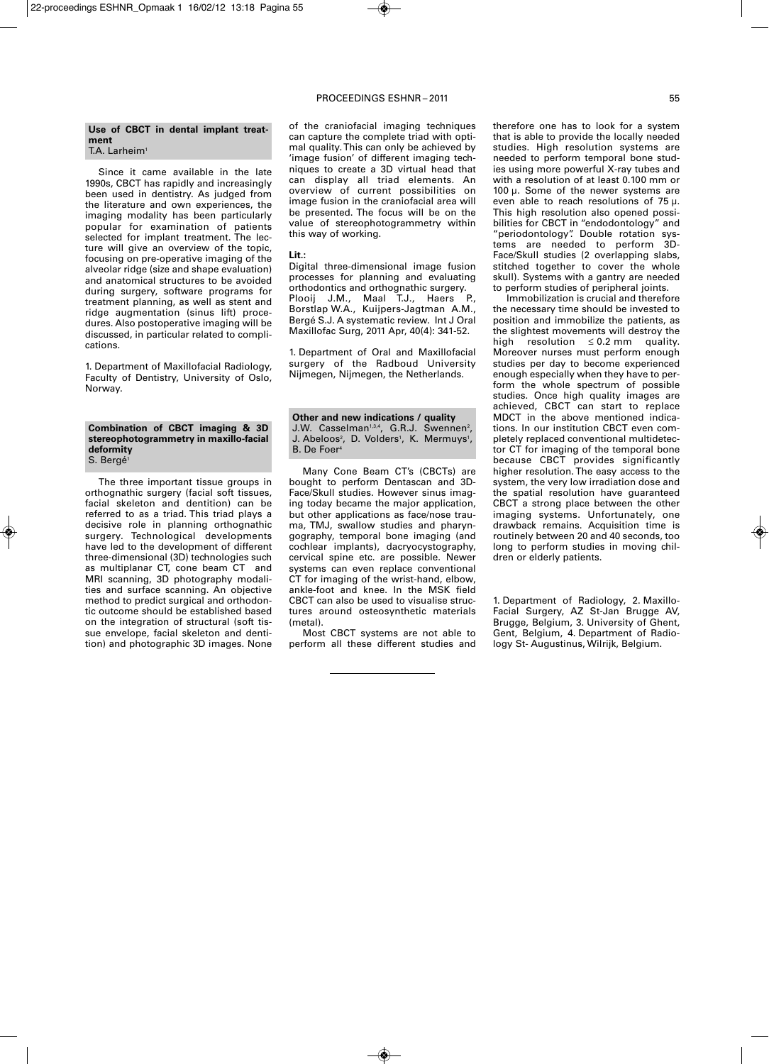### Use of CBCT in dental implant treatment

T.A. Larheim[1]

Since it came available in the late 1990s, CBCT has rapidly and increasingly been used in dentistry. As judged from the literature and own experiences, the imaging modality has been particularly popular for examination of patients selected for implant treatment. The lecture will give an overview of the topic, focusing on pre-operative imaging of the alveolar ridge (size and shape evaluation) and anatomical structures to be avoided during surgery, software programs for treatment planning, as well as stent and ridge augmentation (sinus lift) procedures. Also postoperative imaging will be discussed, in particular related to complications.

1. Department of Maxillofacial Radiology, Faculty of Dentistry, University of Oslo, Norway.

### Combination of CBCT imaging & 3D stereophotogrammetry in maxillo-facial deformity

S. Bergé[1]

The three important tissue groups in orthognathic surgery (facial soft tissues, facial skeleton and dentition) can be referred to as a triad. This triad plays a decisive role in planning orthognathic surgery. Technological developments have led to the development of different three-dimensional (3D) technologies such as multiplanar CT, cone beam CT and MRI scanning, 3D photography modalities and surface scanning. An objective method to predict surgical and orthodontic outcome should be established based on the integration of structural (soft tissue envelope, facial skeleton and dentition) and photographic 3D images. None of the craniofacial imaging techniques can capture the complete triad with optimal quality. This can only be achieved by 'image fusion' of different imaging techniques to create a 3D virtual head that can display all triad elements. An overview of current possibilities on image fusion in the craniofacial area will be presented. The focus will be on the value of stereophotogrammetry within this way of working.

**Lit.:**

Digital three-dimensional image fusion processes for planning and evaluating orthodontics and orthognathic surgery. Plooij J.M., Maal T.J., Haers P., Borstlap W.A., Kuijpers-Jagtman A.M., Bergé S.J. A systematic review. Int J Oral Maxillofac Surg, 2011 Apr, 40(4): 341-52.

1. Department of Oral and Maxillofacial surgery of the Radboud University Nijmegen, Nijmegen, the Netherlands.

### Other and new indications / quality

J.W. Casselman[1,3,4], G.R.J. Swennen[2], J. Abeloos[2], D. Volders[1], K. Mermuys[1], B. De Foer[4]

Many Cone Beam CT's (CBCTs) are bought to perform Dentascan and 3D-Face/Skull studies. However sinus imaging today became the major application, but other applications as face/nose trauma, TMJ, swallow studies and pharyngography, temporal bone imaging (and cochlear implants), dacryocystography, cervical spine etc. are possible. Newer systems can even replace conventional CT for imaging of the wrist-hand, elbow, ankle-foot and knee. In the MSK field CBCT can also be used to visualise structures around osteosynthetic materials (metal).

Most CBCT systems are not able to perform all these different studies and therefore one has to look for a system that is able to provide the locally needed studies. High resolution systems are needed to perform temporal bone studies using more powerful X-ray tubes and with a resolution of at least 0.100 mm or 100 µ. Some of the newer systems are even able to reach resolutions of 75 µ. This high resolution also opened possibilities for CBCT in "endodontology" and "periodontology". Double rotation systems are needed to perform 3D-Face/Skull studies (2 overlapping slabs, stitched together to cover the whole skull). Systems with a gantry are needed to perform studies of peripheral joints.

Immobilization is crucial and therefore the necessary time should be invested to position and immobilize the patients, as the slightest movements will destroy the high resolution ≤ 0.2 mm quality. Moreover nurses must perform enough studies per day to become experienced enough especially when they have to perform the whole spectrum of possible studies. Once high quality images are achieved, CBCT can start to replace MDCT in the above mentioned indications. In our institution CBCT even completely replaced conventional multidetector CT for imaging of the temporal bone because CBCT provides significantly higher resolution. The easy access to the system, the very low irradiation dose and the spatial resolution have guaranteed CBCT a strong place between the other imaging systems. Unfortunately, one drawback remains. Acquisition time is routinely between 20 and 40 seconds, too long to perform studies in moving children or elderly patients.

1. Department of Radiology, 2. Maxillo-Facial Surgery, AZ St-Jan Brugge AV, Brugge, Belgium, 3. University of Ghent, Gent, Belgium, 4. Department of Radiology St- Augustinus, Wilrijk, Belgium.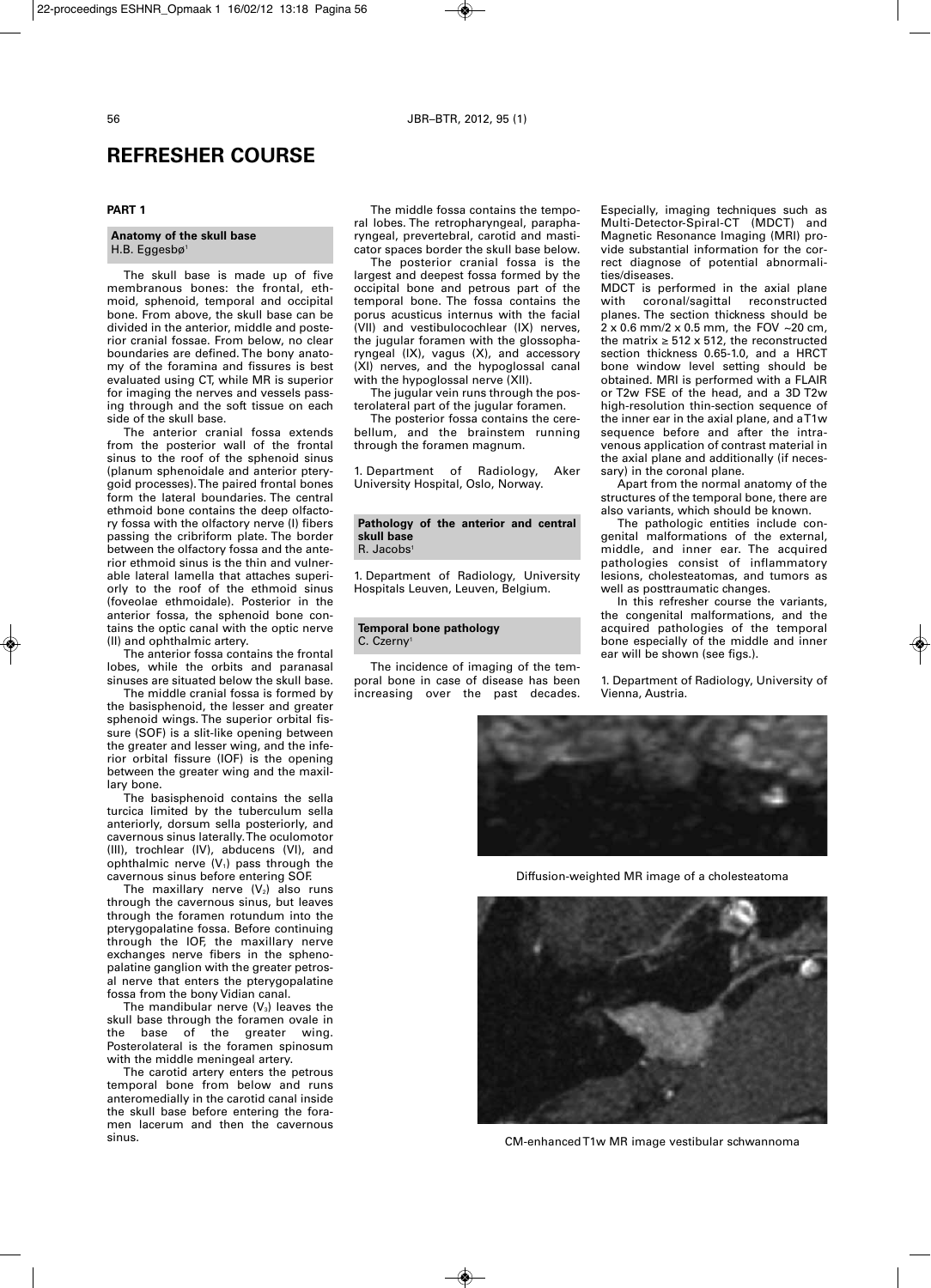# REFRESHER COURSE

## PART 1

### Anatomy of the skull base

H.B. Eggesbø[1]

The skull base is made up of five membranous bones: the frontal, ethmoid, sphenoid, temporal and occipital bone. From above, the skull base can be divided in the anterior, middle and posterior cranial fossae. From below, no clear boundaries are defined. The bony anatomy of the foramina and fissures is best evaluated using CT, while MR is superior for imaging the nerves and vessels passing through and the soft tissue on each side of the skull base.

The anterior cranial fossa extends from the posterior wall of the frontal sinus to the roof of the sphenoid sinus (planum sphenoidale and anterior pterygoid processes). The paired frontal bones form the lateral boundaries. The central ethmoid bone contains the deep olfactory fossa with the olfactory nerve (I) fibers passing the cribriform plate. The border between the olfactory fossa and the anterior ethmoid sinus is the thin and vulnerable lateral lamella that attaches superiorly to the roof of the ethmoid sinus (foveolae ethmoidale). Posterior in the anterior fossa, the sphenoid bone contains the optic canal with the optic nerve (II) and ophthalmic artery.

The anterior fossa contains the frontal lobes, while the orbits and paranasal sinuses are situated below the skull base.

The middle cranial fossa is formed by the basisphenoid, the lesser and greater sphenoid wings. The superior orbital fissure (SOF) is a slit-like opening between the greater and lesser wing, and the inferior orbital fissure (IOF) is the opening between the greater wing and the maxillary bone.

The basisphenoid contains the sella turcica limited by the tuberculum sella anteriorly, dorsum sella posteriorly, and cavernous sinus laterally. The oculomotor (III), trochlear (IV), abducens (VI), and ophthalmic nerve ($V_1$) pass through the cavernous sinus before entering SOF.

The maxillary nerve ($V_2$) also runs through the cavernous sinus, but leaves through the foramen rotundum into the pterygopalatine fossa. Before continuing through the IOF, the maxillary nerve exchanges nerve fibers in the sphenopalatine ganglion with the greater petrosal nerve that enters the pterygopalatine fossa from the bony Vidian canal.

The mandibular nerve ($V_3$) leaves the skull base through the foramen ovale in the base of the greater wing. Posterolateral is the foramen spinosum with the middle meningeal artery.

The carotid artery enters the petrous temporal bone from below and runs anteromedially in the carotid canal inside the skull base before entering the foramen lacerum and then the cavernous sinus.

The middle fossa contains the temporal lobes. The retropharyngeal, parapharyngeal, prevertebral, carotid and masticator spaces border the skull base below.

The posterior cranial fossa is the largest and deepest fossa formed by the occipital bone and petrous part of the temporal bone. The fossa contains the porus acusticus internus with the facial (VII) and vestibulocochlear (IX) nerves, the jugular foramen with the glossopharyngeal (IX), vagus (X), and accessory (XI) nerves, and the hypoglossal canal with the hypoglossal nerve (XII).

The jugular vein runs through the posterolateral part of the jugular foramen.

The posterior fossa contains the cerebellum, and the brainstem running through the foramen magnum.

1. Department of Radiology, Aker University Hospital, Oslo, Norway.

### Pathology of the anterior and central skull base

R. Jacobs[1]

1. Department of Radiology, University Hospitals Leuven, Leuven, Belgium.

### Temporal bone pathology

C. Czerny[1]

The incidence of imaging of the temporal bone in case of disease has been increasing over the past decades. Especially, imaging techniques such as Multi-Detector-Spiral-CT (MDCT) and Magnetic Resonance Imaging (MRI) provide substantial information for the correct diagnose of potential abnormalities/diseases.

MDCT is performed in the axial plane with coronal/sagittal reconstructed planes. The section thickness should be 2 x 0.6 mm/2 x 0.5 mm, the FOV ~20 cm, the matrix ≥ 512 x 512, the reconstructed section thickness 0.65-1.0, and a HRCT bone window level setting should be obtained. MRI is performed with a FLAIR or T2w FSE of the head, and a 3D T2w high-resolution thin-section sequence of the inner ear in the axial plane, and a T1w sequence before and after the intravenous application of contrast material in the axial plane and additionally (if necessary) in the coronal plane.

Apart from the normal anatomy of the structures of the temporal bone, there are also variants, which should be known.

The pathologic entities include congenital malformations of the external, middle, and inner ear. The acquired pathologies consist of inflammatory lesions, cholesteatomas, and tumors as well as posttraumatic changes.

In this refresher course the variants, the congenital malformations, and the acquired pathologies of the temporal bone especially of the middle and inner ear will be shown (see figs.).

1. Department of Radiology, University of Vienna, Austria.

Diffusion-weighted MR image of a cholesteatoma

CM-enhanced T1w MR image vestibular schwannoma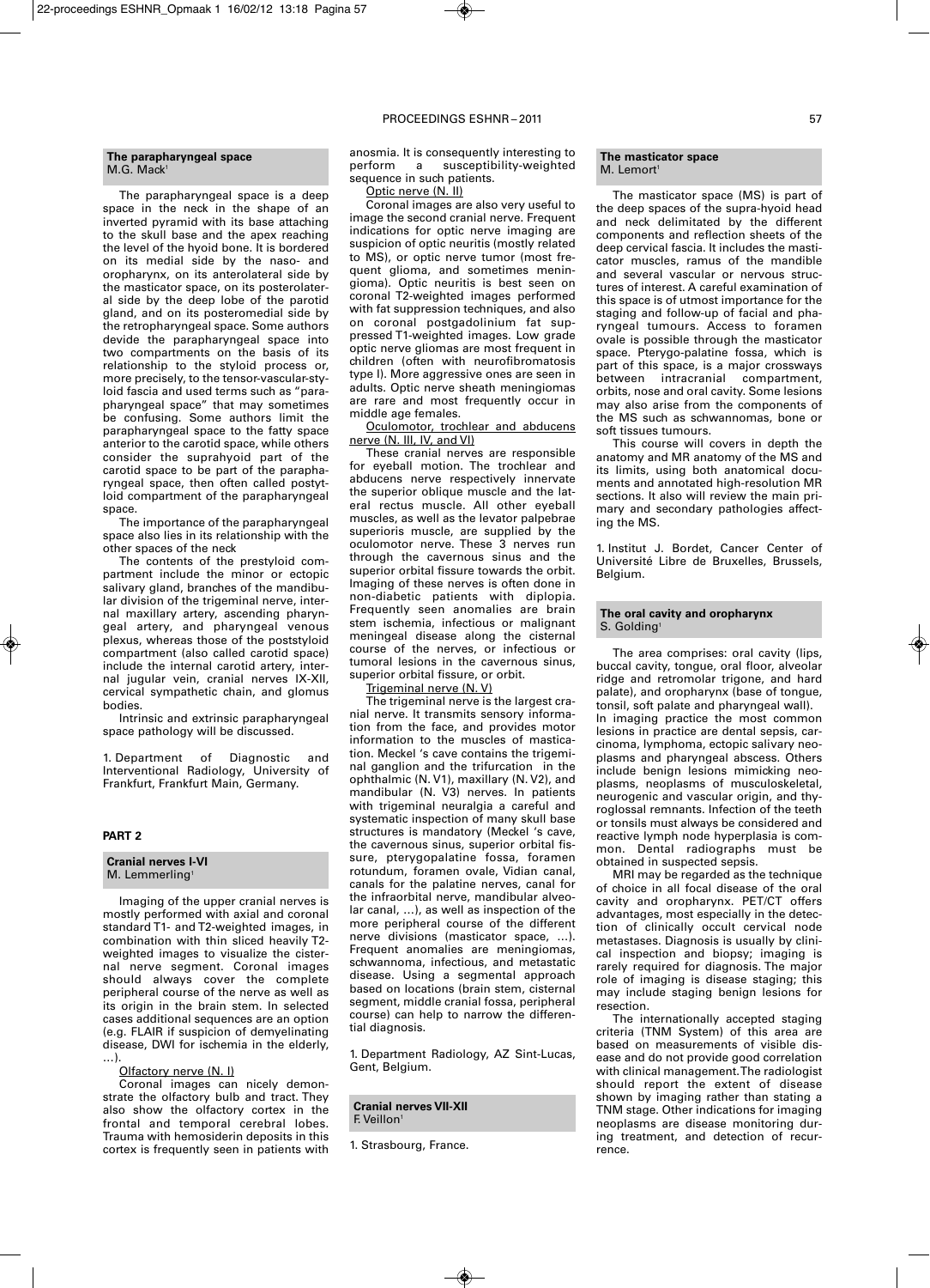## The parapharyngeal space

M.G. Mack[1]

The parapharyngeal space is a deep space in the neck in the shape of an inverted pyramid with its base attaching to the skull base and the apex reaching the level of the hyoid bone. It is bordered on its medial side by the naso- and oropharynx, on its anterolateral side by the masticator space, on its posterolateral side by the deep lobe of the parotid gland, and on its posteromedial side by the retropharyngeal space. Some authors devide the parapharyngeal space into two compartments on the basis of its relationship to the styloid process or, more precisely, to the tensor-vascular-styloid fascia and used terms such as "parapharyngeal space" that may sometimes be confusing. Some authors limit the parapharyngeal space to the fatty space anterior to the carotid space, while others consider the suprahyoid part of the carotid space to be part of the parapharyngeal space, then often called postytloid compartment of the parapharyngeal space.

The importance of the parapharyngeal space also lies in its relationship with the other spaces of the neck

The contents of the prestyloid compartment include the minor or ectopic salivary gland, branches of the mandibular division of the trigeminal nerve, internal maxillary artery, ascending pharyngeal artery, and pharyngeal venous plexus, whereas those of the poststyloid compartment (also called carotid space) include the internal carotid artery, internal jugular vein, cranial nerves IX-XII, cervical sympathetic chain, and glomus bodies.

Intrinsic and extrinsic parapharyngeal space pathology will be discussed.

1. Department of Diagnostic and Interventional Radiology, University of Frankfurt, Frankfurt Main, Germany.

# PART 2

## Cranial nerves I-VI

M. Lemmerling[1]

Imaging of the upper cranial nerves is mostly performed with axial and coronal standard T1- and T2-weighted images, in combination with thin sliced heavily T2-weighted images to visualize the cisternal nerve segment. Coronal images should always cover the complete peripheral course of the nerve as well as its origin in the brain stem. In selected cases additional sequences are an option (e.g. FLAIR if suspicion of demyelinating disease, DWI for ischemia in the elderly, …).

Olfactory nerve (N. I)

Coronal images can nicely demonstrate the olfactory bulb and tract. They also show the olfactory cortex in the frontal and temporal cerebral lobes. Trauma with hemosiderin deposits in this cortex is frequently seen in patients with anosmia. It is consequently interesting to perform a susceptibility-weighted sequence in such patients.

Optic nerve (N. II)

Coronal images are also very useful to image the second cranial nerve. Frequent indications for optic nerve imaging are suspicion of optic neuritis (mostly related to MS), or optic nerve tumor (most frequent glioma, and sometimes meningioma). Optic neuritis is best seen on coronal T2-weighted images performed with fat suppression techniques, and also on coronal postgadolinium fat suppressed T1-weighted images. Low grade optic nerve gliomas are most frequent in children (often with neurofibromatosis type I). More aggressive ones are seen in adults. Optic nerve sheath meningiomas are rare and most frequently occur in middle age females.

Oculomotor, trochlear and abducens nerve (N. III, IV, and VI)

These cranial nerves are responsible for eyeball motion. The trochlear and abducens nerve respectively innervate the superior oblique muscle and the lateral rectus muscle. All other eyeball muscles, as well as the levator palpebrae superioris muscle, are supplied by the oculomotor nerve. These 3 nerves run through the cavernous sinus and the superior orbital fissure towards the orbit. Imaging of these nerves is often done in non-diabetic patients with diplopia. Frequently seen anomalies are brain stem ischemia, infectious or malignant meningeal disease along the cisternal course of the nerves, or infectious or tumoral lesions in the cavernous sinus, superior orbital fissure, or orbit.

Trigeminal nerve (N. V)

The trigeminal nerve is the largest cranial nerve. It transmits sensory information from the face, and provides motor information to the muscles of mastication. Meckel 's cave contains the trigeminal ganglion and the trifurcation in the ophthalmic (N. V1), maxillary (N. V2), and mandibular (N. V3) nerves. In patients with trigeminal neuralgia a careful and systematic inspection of many skull base structures is mandatory (Meckel 's cave, the cavernous sinus, superior orbital fissure, pterygopalatine fossa, foramen rotundum, foramen ovale, Vidian canal, canals for the palatine nerves, canal for the infraorbital nerve, mandibular alveolar canal, …), as well as inspection of the more peripheral course of the different nerve divisions (masticator space, …). Frequent anomalies are meningiomas, schwannoma, infectious, and metastatic disease. Using a segmental approach based on locations (brain stem, cisternal segment, middle cranial fossa, peripheral course) can help to narrow the differential diagnosis.

1. Department Radiology, AZ Sint-Lucas, Gent, Belgium.

## Cranial nerves VII-XII

F. Veillon[1]

1. Strasbourg, France.

## The masticator space

M. Lemort[1]

The masticator space (MS) is part of the deep spaces of the supra-hyoid head and neck delimitated by the different components and reflection sheets of the deep cervical fascia. It includes the masticator muscles, ramus of the mandible and several vascular or nervous structures of interest. A careful examination of this space is of utmost importance for the staging and follow-up of facial and pharyngeal tumours. Access to foramen ovale is possible through the masticator space. Pterygo-palatine fossa, which is part of this space, is a major crossways between intracranial compartment, orbits, nose and oral cavity. Some lesions may also arise from the components of the MS such as schwannomas, bone or soft tissues tumours.

This course will covers in depth the anatomy and MR anatomy of the MS and its limits, using both anatomical documents and annotated high-resolution MR sections. It also will review the main primary and secondary pathologies affecting the MS.

1. Institut J. Bordet, Cancer Center of Université Libre de Bruxelles, Brussels, Belgium.

## The oral cavity and oropharynx

S. Golding[1]

The area comprises: oral cavity (lips, buccal cavity, tongue, oral floor, alveolar ridge and retromolar trigone, and hard palate), and oropharynx (base of tongue, tonsil, soft palate and pharyngeal wall).
In imaging practice the most common lesions in practice are dental sepsis, carcinoma, lymphoma, ectopic salivary neoplasms and pharyngeal abscess. Others include benign lesions mimicking neoplasms, neoplasms of musculoskeletal, neurogenic and vascular origin, and thyroglossal remnants. Infection of the teeth or tonsils must always be considered and reactive lymph node hyperplasia is common. Dental radiographs must be obtained in suspected sepsis.

MRI may be regarded as the technique of choice in all focal disease of the oral cavity and oropharynx. PET/CT offers advantages, most especially in the detection of clinically occult cervical node metastases. Diagnosis is usually by clinical inspection and biopsy; imaging is rarely required for diagnosis. The major role of imaging is disease staging; this may include staging benign lesions for resection.

The internationally accepted staging criteria (TNM System) of this area are based on measurements of visible disease and do not provide good correlation with clinical management. The radiologist should report the extent of disease shown by imaging rather than stating a TNM stage. Other indications for imaging neoplasms are disease monitoring during treatment, and detection of recurrence.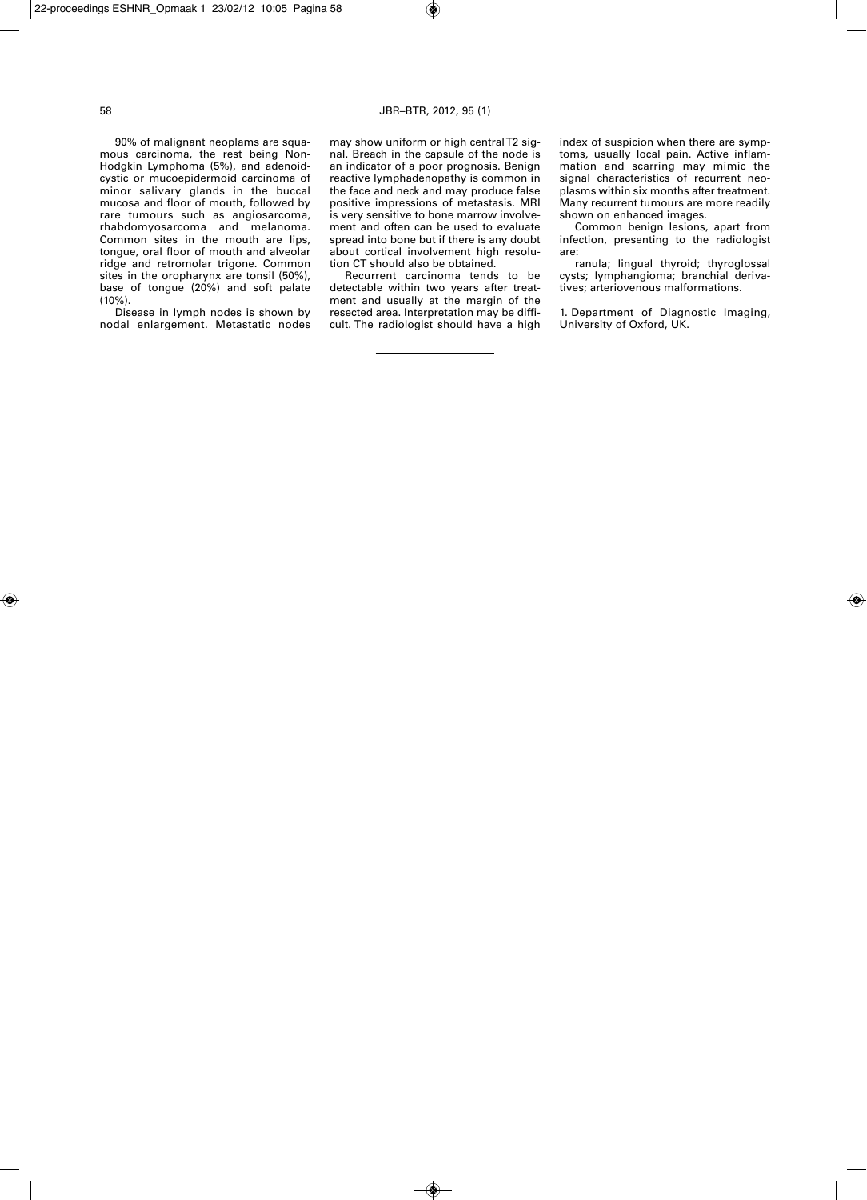90% of malignant neoplams are squamous carcinoma, the rest being Non-Hodgkin Lymphoma (5%), and adenoid-cystic or mucoepidermoid carcinoma of minor salivary glands in the buccal mucosa and floor of mouth, followed by rare tumours such as angiosarcoma, rhabdomyosarcoma and melanoma. Common sites in the mouth are lips, tongue, oral floor of mouth and alveolar ridge and retromolar trigone. Common sites in the oropharynx are tonsil (50%), base of tongue (20%) and soft palate (10%).

Disease in lymph nodes is shown by nodal enlargement. Metastatic nodes may show uniform or high central T2 signal. Breach in the capsule of the node is an indicator of a poor prognosis. Benign reactive lymphadenopathy is common in the face and neck and may produce false positive impressions of metastasis. MRI is very sensitive to bone marrow involvement and often can be used to evaluate spread into bone but if there is any doubt about cortical involvement high resolution CT should also be obtained.

Recurrent carcinoma tends to be detectable within two years after treatment and usually at the margin of the resected area. Interpretation may be difficult. The radiologist should have a high index of suspicion when there are symptoms, usually local pain. Active inflammation and scarring may mimic the signal characteristics of recurrent neoplasms within six months after treatment. Many recurrent tumours are more readily shown on enhanced images.

Common benign lesions, apart from infection, presenting to the radiologist are:

ranula; lingual thyroid; thyroglossal cysts; lymphangioma; branchial derivatives; arteriovenous malformations.

1. Department of Diagnostic Imaging, University of Oxford, UK.